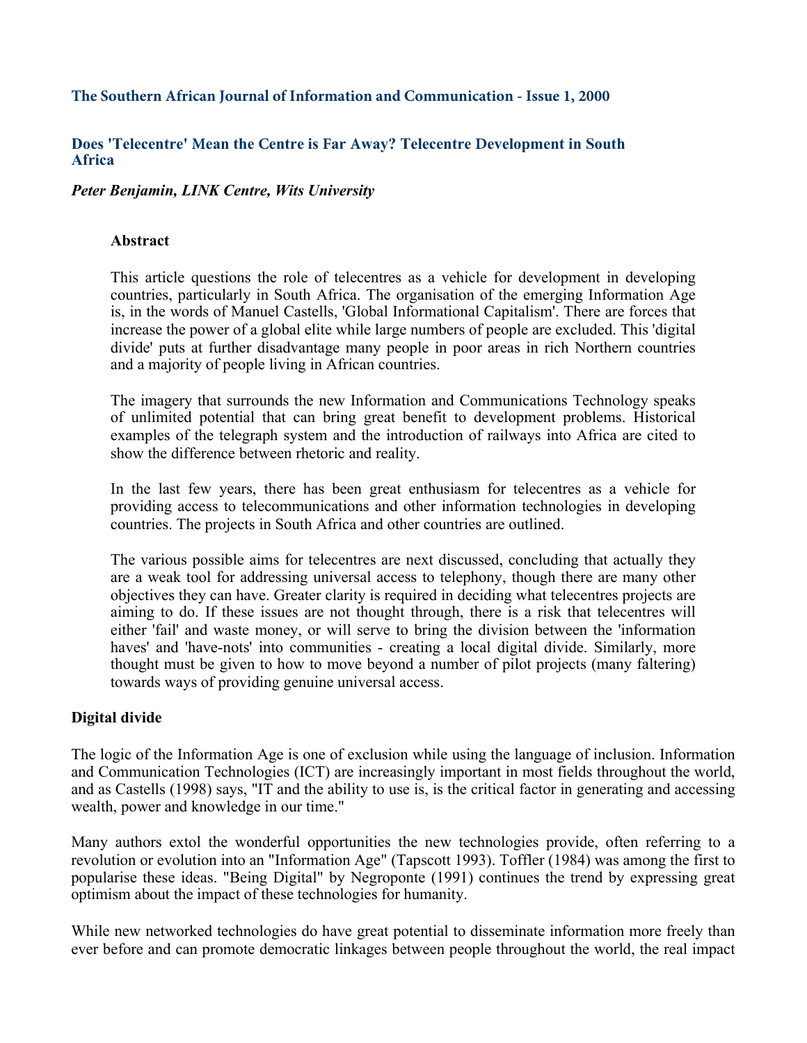The Southern African Journal of Information and Communication - Issue 1, 2000

# Does 'Telecentre' Mean the Centre is Far Away? Telecentre Development in South Africa

*Peter Benjamin, LINK Centre, Wits University*

**Abstract**

This article questions the role of telecentres as a vehicle for development in developing countries, particularly in South Africa. The organisation of the emerging Information Age is, in the words of Manuel Castells, 'Global Informational Capitalism'. There are forces that increase the power of a global elite while large numbers of people are excluded. This 'digital divide' puts at further disadvantage many people in poor areas in rich Northern countries and a majority of people living in African countries.

The imagery that surrounds the new Information and Communications Technology speaks of unlimited potential that can bring great benefit to development problems. Historical examples of the telegraph system and the introduction of railways into Africa are cited to show the difference between rhetoric and reality.

In the last few years, there has been great enthusiasm for telecentres as a vehicle for providing access to telecommunications and other information technologies in developing countries. The projects in South Africa and other countries are outlined.

The various possible aims for telecentres are next discussed, concluding that actually they are a weak tool for addressing universal access to telephony, though there are many other objectives they can have. Greater clarity is required in deciding what telecentres projects are aiming to do. If these issues are not thought through, there is a risk that telecentres will either 'fail' and waste money, or will serve to bring the division between the 'information haves' and 'have-nots' into communities - creating a local digital divide. Similarly, more thought must be given to how to move beyond a number of pilot projects (many faltering) towards ways of providing genuine universal access.

## Digital divide

The logic of the Information Age is one of exclusion while using the language of inclusion. Information and Communication Technologies (ICT) are increasingly important in most fields throughout the world, and as Castells (1998) says, "IT and the ability to use is, is the critical factor in generating and accessing wealth, power and knowledge in our time."

Many authors extol the wonderful opportunities the new technologies provide, often referring to a revolution or evolution into an "Information Age" (Tapscott 1993). Toffler (1984) was among the first to popularise these ideas. "Being Digital" by Negroponte (1991) continues the trend by expressing great optimism about the impact of these technologies for humanity.

While new networked technologies do have great potential to disseminate information more freely than ever before and can promote democratic linkages between people throughout the world, the real impact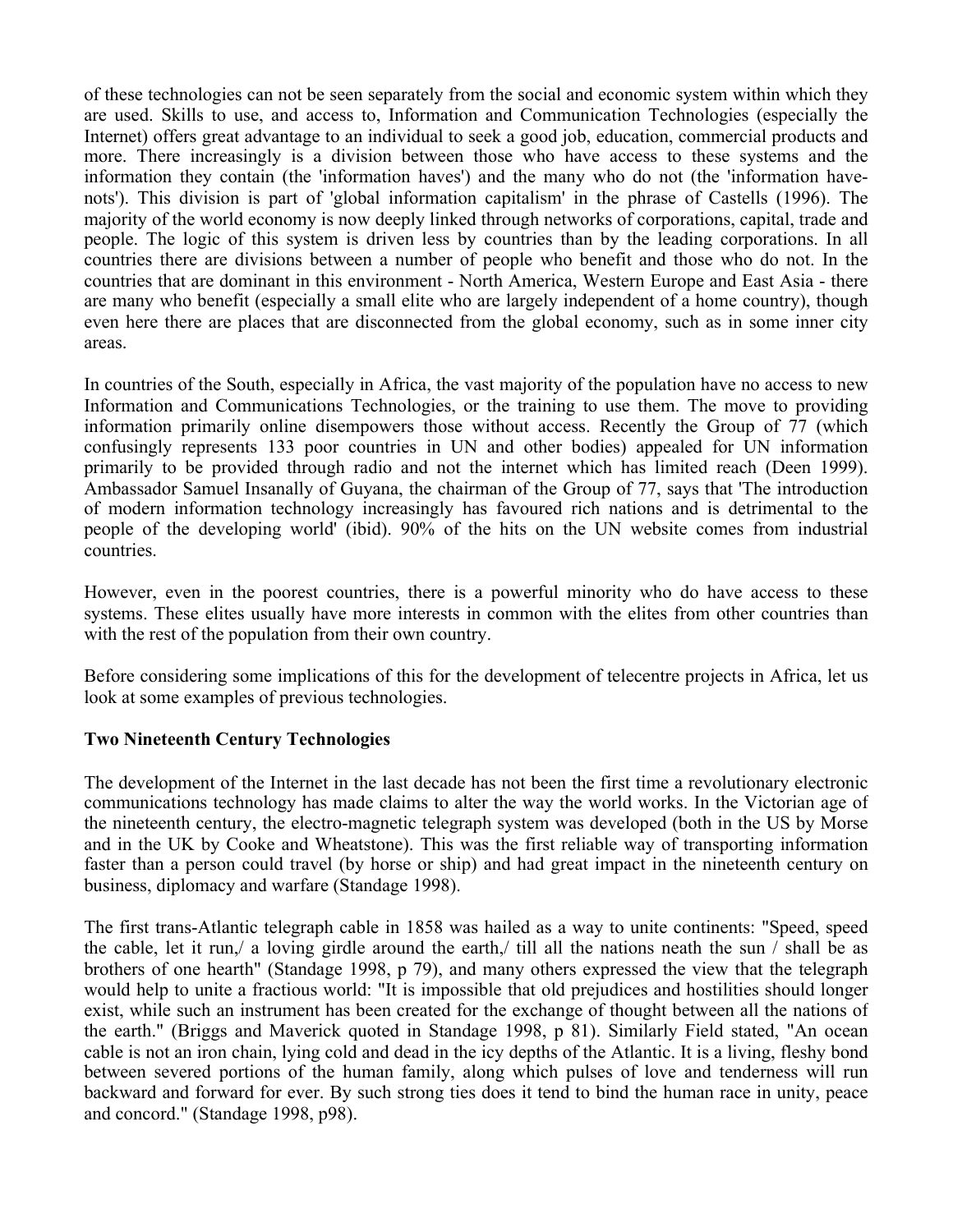of these technologies can not be seen separately from the social and economic system within which they are used. Skills to use, and access to, Information and Communication Technologies (especially the Internet) offers great advantage to an individual to seek a good job, education, commercial products and more. There increasingly is a division between those who have access to these systems and the information they contain (the 'information haves') and the many who do not (the 'information have-nots'). This division is part of 'global information capitalism' in the phrase of Castells (1996). The majority of the world economy is now deeply linked through networks of corporations, capital, trade and people. The logic of this system is driven less by countries than by the leading corporations. In all countries there are divisions between a number of people who benefit and those who do not. In the countries that are dominant in this environment - North America, Western Europe and East Asia - there are many who benefit (especially a small elite who are largely independent of a home country), though even here there are places that are disconnected from the global economy, such as in some inner city areas.

In countries of the South, especially in Africa, the vast majority of the population have no access to new Information and Communications Technologies, or the training to use them. The move to providing information primarily online disempowers those without access. Recently the Group of 77 (which confusingly represents 133 poor countries in UN and other bodies) appealed for UN information primarily to be provided through radio and not the internet which has limited reach (Deen 1999). Ambassador Samuel Insanally of Guyana, the chairman of the Group of 77, says that 'The introduction of modern information technology increasingly has favoured rich nations and is detrimental to the people of the developing world' (ibid). 90% of the hits on the UN website comes from industrial countries.

However, even in the poorest countries, there is a powerful minority who do have access to these systems. These elites usually have more interests in common with the elites from other countries than with the rest of the population from their own country.

Before considering some implications of this for the development of telecentre projects in Africa, let us look at some examples of previous technologies.

**Two Nineteenth Century Technologies**

The development of the Internet in the last decade has not been the first time a revolutionary electronic communications technology has made claims to alter the way the world works. In the Victorian age of the nineteenth century, the electro-magnetic telegraph system was developed (both in the US by Morse and in the UK by Cooke and Wheatstone). This was the first reliable way of transporting information faster than a person could travel (by horse or ship) and had great impact in the nineteenth century on business, diplomacy and warfare (Standage 1998).

The first trans-Atlantic telegraph cable in 1858 was hailed as a way to unite continents: "Speed, speed the cable, let it run,/ a loving girdle around the earth,/ till all the nations neath the sun / shall be as brothers of one hearth" (Standage 1998, p 79), and many others expressed the view that the telegraph would help to unite a fractious world: "It is impossible that old prejudices and hostilities should longer exist, while such an instrument has been created for the exchange of thought between all the nations of the earth." (Briggs and Maverick quoted in Standage 1998, p 81). Similarly Field stated, "An ocean cable is not an iron chain, lying cold and dead in the icy depths of the Atlantic. It is a living, fleshy bond between severed portions of the human family, along which pulses of love and tenderness will run backward and forward for ever. By such strong ties does it tend to bind the human race in unity, peace and concord." (Standage 1998, p98).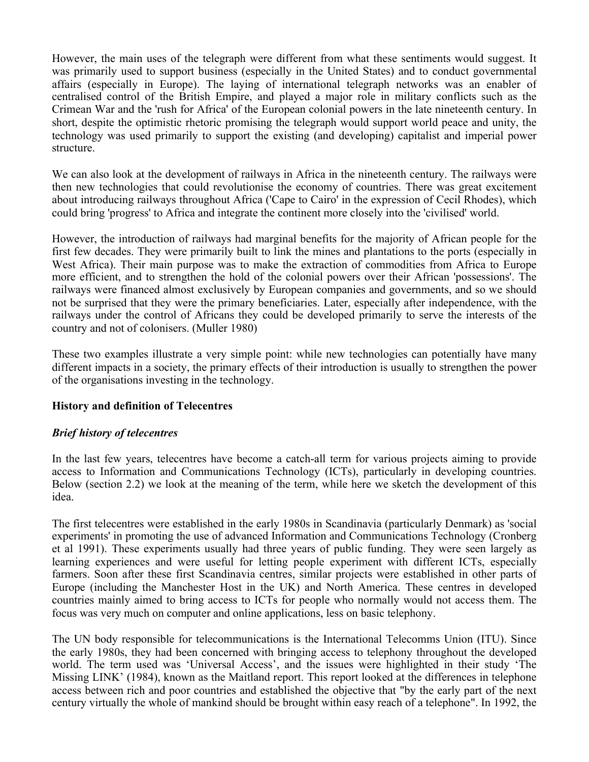However, the main uses of the telegraph were different from what these sentiments would suggest. It was primarily used to support business (especially in the United States) and to conduct governmental affairs (especially in Europe). The laying of international telegraph networks was an enabler of centralised control of the British Empire, and played a major role in military conflicts such as the Crimean War and the 'rush for Africa' of the European colonial powers in the late nineteenth century. In short, despite the optimistic rhetoric promising the telegraph would support world peace and unity, the technology was used primarily to support the existing (and developing) capitalist and imperial power structure.

We can also look at the development of railways in Africa in the nineteenth century. The railways were then new technologies that could revolutionise the economy of countries. There was great excitement about introducing railways throughout Africa ('Cape to Cairo' in the expression of Cecil Rhodes), which could bring 'progress' to Africa and integrate the continent more closely into the 'civilised' world.

However, the introduction of railways had marginal benefits for the majority of African people for the first few decades. They were primarily built to link the mines and plantations to the ports (especially in West Africa). Their main purpose was to make the extraction of commodities from Africa to Europe more efficient, and to strengthen the hold of the colonial powers over their African 'possessions'. The railways were financed almost exclusively by European companies and governments, and so we should not be surprised that they were the primary beneficiaries. Later, especially after independence, with the railways under the control of Africans they could be developed primarily to serve the interests of the country and not of colonisers. (Muller 1980)

These two examples illustrate a very simple point: while new technologies can potentially have many different impacts in a society, the primary effects of their introduction is usually to strengthen the power of the organisations investing in the technology.

## History and definition of Telecentres

### *Brief history of telecentres*

In the last few years, telecentres have become a catch-all term for various projects aiming to provide access to Information and Communications Technology (ICTs), particularly in developing countries. Below (section 2.2) we look at the meaning of the term, while here we sketch the development of this idea.

The first telecentres were established in the early 1980s in Scandinavia (particularly Denmark) as 'social experiments' in promoting the use of advanced Information and Communications Technology (Cronberg et al 1991). These experiments usually had three years of public funding. They were seen largely as learning experiences and were useful for letting people experiment with different ICTs, especially farmers. Soon after these first Scandinavia centres, similar projects were established in other parts of Europe (including the Manchester Host in the UK) and North America. These centres in developed countries mainly aimed to bring access to ICTs for people who normally would not access them. The focus was very much on computer and online applications, less on basic telephony.

The UN body responsible for telecommunications is the International Telecomms Union (ITU). Since the early 1980s, they had been concerned with bringing access to telephony throughout the developed world. The term used was 'Universal Access', and the issues were highlighted in their study 'The Missing LINK' (1984), known as the Maitland report. This report looked at the differences in telephone access between rich and poor countries and established the objective that "by the early part of the next century virtually the whole of mankind should be brought within easy reach of a telephone". In 1992, the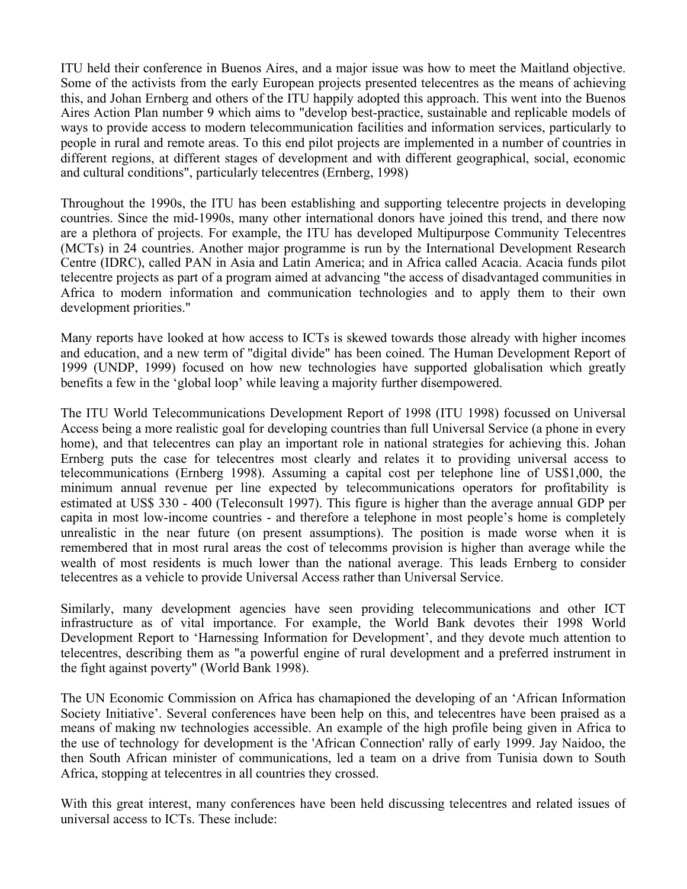ITU held their conference in Buenos Aires, and a major issue was how to meet the Maitland objective. Some of the activists from the early European projects presented telecentres as the means of achieving this, and Johan Ernberg and others of the ITU happily adopted this approach. This went into the Buenos Aires Action Plan number 9 which aims to "develop best-practice, sustainable and replicable models of ways to provide access to modern telecommunication facilities and information services, particularly to people in rural and remote areas. To this end pilot projects are implemented in a number of countries in different regions, at different stages of development and with different geographical, social, economic and cultural conditions", particularly telecentres (Ernberg, 1998)

Throughout the 1990s, the ITU has been establishing and supporting telecentre projects in developing countries. Since the mid-1990s, many other international donors have joined this trend, and there now are a plethora of projects. For example, the ITU has developed Multipurpose Community Telecentres (MCTs) in 24 countries. Another major programme is run by the International Development Research Centre (IDRC), called PAN in Asia and Latin America; and in Africa called Acacia. Acacia funds pilot telecentre projects as part of a program aimed at advancing "the access of disadvantaged communities in Africa to modern information and communication technologies and to apply them to their own development priorities."

Many reports have looked at how access to ICTs is skewed towards those already with higher incomes and education, and a new term of "digital divide" has been coined. The Human Development Report of 1999 (UNDP, 1999) focused on how new technologies have supported globalisation which greatly benefits a few in the 'global loop' while leaving a majority further disempowered.

The ITU World Telecommunications Development Report of 1998 (ITU 1998) focussed on Universal Access being a more realistic goal for developing countries than full Universal Service (a phone in every home), and that telecentres can play an important role in national strategies for achieving this. Johan Ernberg puts the case for telecentres most clearly and relates it to providing universal access to telecommunications (Ernberg 1998). Assuming a capital cost per telephone line of US$1,000, the minimum annual revenue per line expected by telecommunications operators for profitability is estimated at US$ 330 - 400 (Teleconsult 1997). This figure is higher than the average annual GDP per capita in most low-income countries - and therefore a telephone in most people's home is completely unrealistic in the near future (on present assumptions). The position is made worse when it is remembered that in most rural areas the cost of telecomms provision is higher than average while the wealth of most residents is much lower than the national average. This leads Ernberg to consider telecentres as a vehicle to provide Universal Access rather than Universal Service.

Similarly, many development agencies have seen providing telecommunications and other ICT infrastructure as of vital importance. For example, the World Bank devotes their 1998 World Development Report to 'Harnessing Information for Development', and they devote much attention to telecentres, describing them as "a powerful engine of rural development and a preferred instrument in the fight against poverty" (World Bank 1998).

The UN Economic Commission on Africa has chamapioned the developing of an 'African Information Society Initiative'. Several conferences have been help on this, and telecentres have been praised as a means of making nw technologies accessible. An example of the high profile being given in Africa to the use of technology for development is the 'African Connection' rally of early 1999. Jay Naidoo, the then South African minister of communications, led a team on a drive from Tunisia down to South Africa, stopping at telecentres in all countries they crossed.

With this great interest, many conferences have been held discussing telecentres and related issues of universal access to ICTs. These include: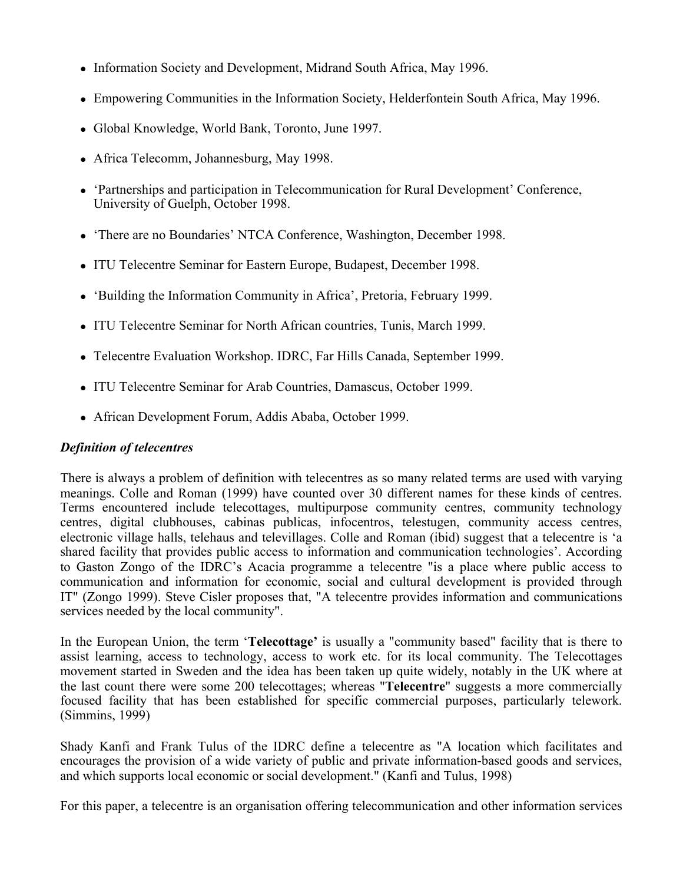- Information Society and Development, Midrand South Africa, May 1996.
- Empowering Communities in the Information Society, Helderfontein South Africa, May 1996.
- Global Knowledge, World Bank, Toronto, June 1997.
- Africa Telecomm, Johannesburg, May 1998.
- 'Partnerships and participation in Telecommunication for Rural Development' Conference, University of Guelph, October 1998.
- 'There are no Boundaries' NTCA Conference, Washington, December 1998.
- ITU Telecentre Seminar for Eastern Europe, Budapest, December 1998.
- 'Building the Information Community in Africa', Pretoria, February 1999.
- ITU Telecentre Seminar for North African countries, Tunis, March 1999.
- Telecentre Evaluation Workshop. IDRC, Far Hills Canada, September 1999.
- ITU Telecentre Seminar for Arab Countries, Damascus, October 1999.
- African Development Forum, Addis Ababa, October 1999.

***Definition of telecentres***

There is always a problem of definition with telecentres as so many related terms are used with varying meanings. Colle and Roman (1999) have counted over 30 different names for these kinds of centres. Terms encountered include telecottages, multipurpose community centres, community technology centres, digital clubhouses, cabinas publicas, infocentros, telestugen, community access centres, electronic village halls, telehaus and televillages. Colle and Roman (ibid) suggest that a telecentre is 'a shared facility that provides public access to information and communication technologies'. According to Gaston Zongo of the IDRC's Acacia programme a telecentre "is a place where public access to communication and information for economic, social and cultural development is provided through IT" (Zongo 1999). Steve Cisler proposes that, "A telecentre provides information and communications services needed by the local community".

In the European Union, the term '**Telecottage'** is usually a "community based" facility that is there to assist learning, access to technology, access to work etc. for its local community. The Telecottages movement started in Sweden and the idea has been taken up quite widely, notably in the UK where at the last count there were some 200 telecottages; whereas "**Telecentre**" suggests a more commercially focused facility that has been established for specific commercial purposes, particularly telework. (Simmins, 1999)

Shady Kanfi and Frank Tulus of the IDRC define a telecentre as "A location which facilitates and encourages the provision of a wide variety of public and private information-based goods and services, and which supports local economic or social development." (Kanfi and Tulus, 1998)

For this paper, a telecentre is an organisation offering telecommunication and other information services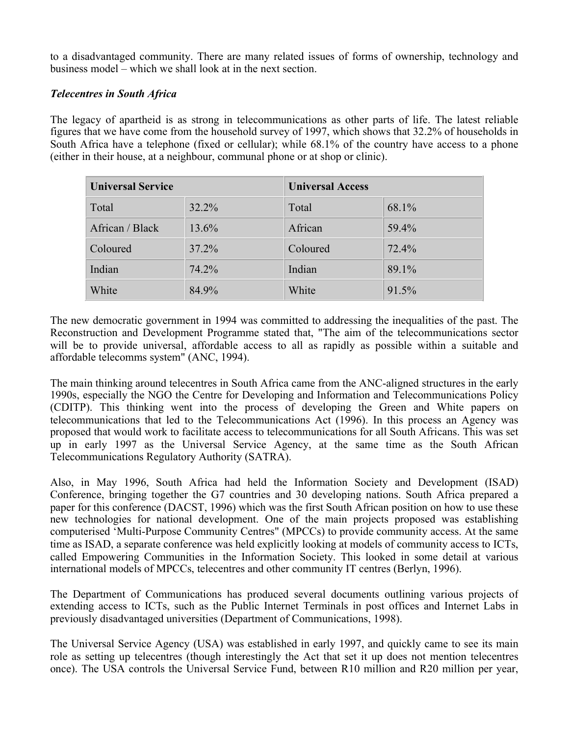to a disadvantaged community. There are many related issues of forms of ownership, technology and business model – which we shall look at in the next section.

***Telecentres in South Africa***

The legacy of apartheid is as strong in telecommunications as other parts of life. The latest reliable figures that we have come from the household survey of 1997, which shows that 32.2% of households in South Africa have a telephone (fixed or cellular); while 68.1% of the country have access to a phone (either in their house, at a neighbour, communal phone or at shop or clinic).

| **Universal Service** | | **Universal Access** | |
|---|---|---|---|
| Total | 32.2% | Total | 68.1% |
| African / Black | 13.6% | African | 59.4% |
| Coloured | 37.2% | Coloured | 72.4% |
| Indian | 74.2% | Indian | 89.1% |
| White | 84.9% | White | 91.5% |

The new democratic government in 1994 was committed to addressing the inequalities of the past. The Reconstruction and Development Programme stated that, "The aim of the telecommunications sector will be to provide universal, affordable access to all as rapidly as possible within a suitable and affordable telecomms system" (ANC, 1994).

The main thinking around telecentres in South Africa came from the ANC-aligned structures in the early 1990s, especially the NGO the Centre for Developing and Information and Telecommunications Policy (CDITP). This thinking went into the process of developing the Green and White papers on telecommunications that led to the Telecommunications Act (1996). In this process an Agency was proposed that would work to facilitate access to telecommunications for all South Africans. This was set up in early 1997 as the Universal Service Agency, at the same time as the South African Telecommunications Regulatory Authority (SATRA).

Also, in May 1996, South Africa had held the Information Society and Development (ISAD) Conference, bringing together the G7 countries and 30 developing nations. South Africa prepared a paper for this conference (DACST, 1996) which was the first South African position on how to use these new technologies for national development. One of the main projects proposed was establishing computerised 'Multi-Purpose Community Centres" (MPCCs) to provide community access. At the same time as ISAD, a separate conference was held explicitly looking at models of community access to ICTs, called Empowering Communities in the Information Society. This looked in some detail at various international models of MPCCs, telecentres and other community IT centres (Berlyn, 1996).

The Department of Communications has produced several documents outlining various projects of extending access to ICTs, such as the Public Internet Terminals in post offices and Internet Labs in previously disadvantaged universities (Department of Communications, 1998).

The Universal Service Agency (USA) was established in early 1997, and quickly came to see its main role as setting up telecentres (though interestingly the Act that set it up does not mention telecentres once). The USA controls the Universal Service Fund, between R10 million and R20 million per year,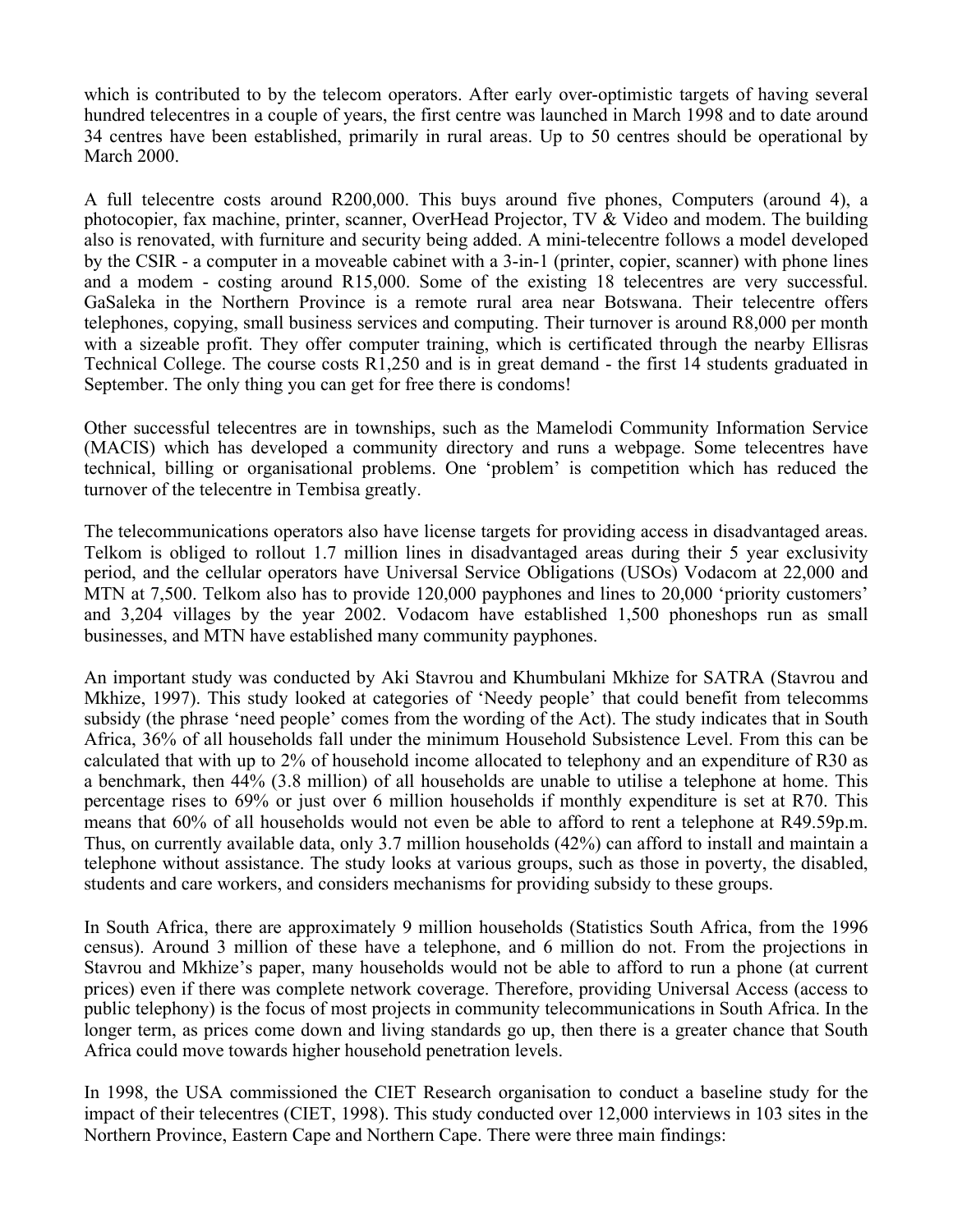which is contributed to by the telecom operators. After early over-optimistic targets of having several hundred telecentres in a couple of years, the first centre was launched in March 1998 and to date around 34 centres have been established, primarily in rural areas. Up to 50 centres should be operational by March 2000.

A full telecentre costs around R200,000. This buys around five phones, Computers (around 4), a photocopier, fax machine, printer, scanner, OverHead Projector, TV & Video and modem. The building also is renovated, with furniture and security being added. A mini-telecentre follows a model developed by the CSIR - a computer in a moveable cabinet with a 3-in-1 (printer, copier, scanner) with phone lines and a modem - costing around R15,000. Some of the existing 18 telecentres are very successful. GaSaleka in the Northern Province is a remote rural area near Botswana. Their telecentre offers telephones, copying, small business services and computing. Their turnover is around R8,000 per month with a sizeable profit. They offer computer training, which is certificated through the nearby Ellisras Technical College. The course costs R1,250 and is in great demand - the first 14 students graduated in September. The only thing you can get for free there is condoms!

Other successful telecentres are in townships, such as the Mamelodi Community Information Service (MACIS) which has developed a community directory and runs a webpage. Some telecentres have technical, billing or organisational problems. One 'problem' is competition which has reduced the turnover of the telecentre in Tembisa greatly.

The telecommunications operators also have license targets for providing access in disadvantaged areas. Telkom is obliged to rollout 1.7 million lines in disadvantaged areas during their 5 year exclusivity period, and the cellular operators have Universal Service Obligations (USOs) Vodacom at 22,000 and MTN at 7,500. Telkom also has to provide 120,000 payphones and lines to 20,000 'priority customers' and 3,204 villages by the year 2002. Vodacom have established 1,500 phoneshops run as small businesses, and MTN have established many community payphones.

An important study was conducted by Aki Stavrou and Khumbulani Mkhize for SATRA (Stavrou and Mkhize, 1997). This study looked at categories of 'Needy people' that could benefit from telecomms subsidy (the phrase 'need people' comes from the wording of the Act). The study indicates that in South Africa, 36% of all households fall under the minimum Household Subsistence Level. From this can be calculated that with up to 2% of household income allocated to telephony and an expenditure of R30 as a benchmark, then 44% (3.8 million) of all households are unable to utilise a telephone at home. This percentage rises to 69% or just over 6 million households if monthly expenditure is set at R70. This means that 60% of all households would not even be able to afford to rent a telephone at R49.59p.m. Thus, on currently available data, only 3.7 million households (42%) can afford to install and maintain a telephone without assistance. The study looks at various groups, such as those in poverty, the disabled, students and care workers, and considers mechanisms for providing subsidy to these groups.

In South Africa, there are approximately 9 million households (Statistics South Africa, from the 1996 census). Around 3 million of these have a telephone, and 6 million do not. From the projections in Stavrou and Mkhize's paper, many households would not be able to afford to run a phone (at current prices) even if there was complete network coverage. Therefore, providing Universal Access (access to public telephony) is the focus of most projects in community telecommunications in South Africa. In the longer term, as prices come down and living standards go up, then there is a greater chance that South Africa could move towards higher household penetration levels.

In 1998, the USA commissioned the CIET Research organisation to conduct a baseline study for the impact of their telecentres (CIET, 1998). This study conducted over 12,000 interviews in 103 sites in the Northern Province, Eastern Cape and Northern Cape. There were three main findings: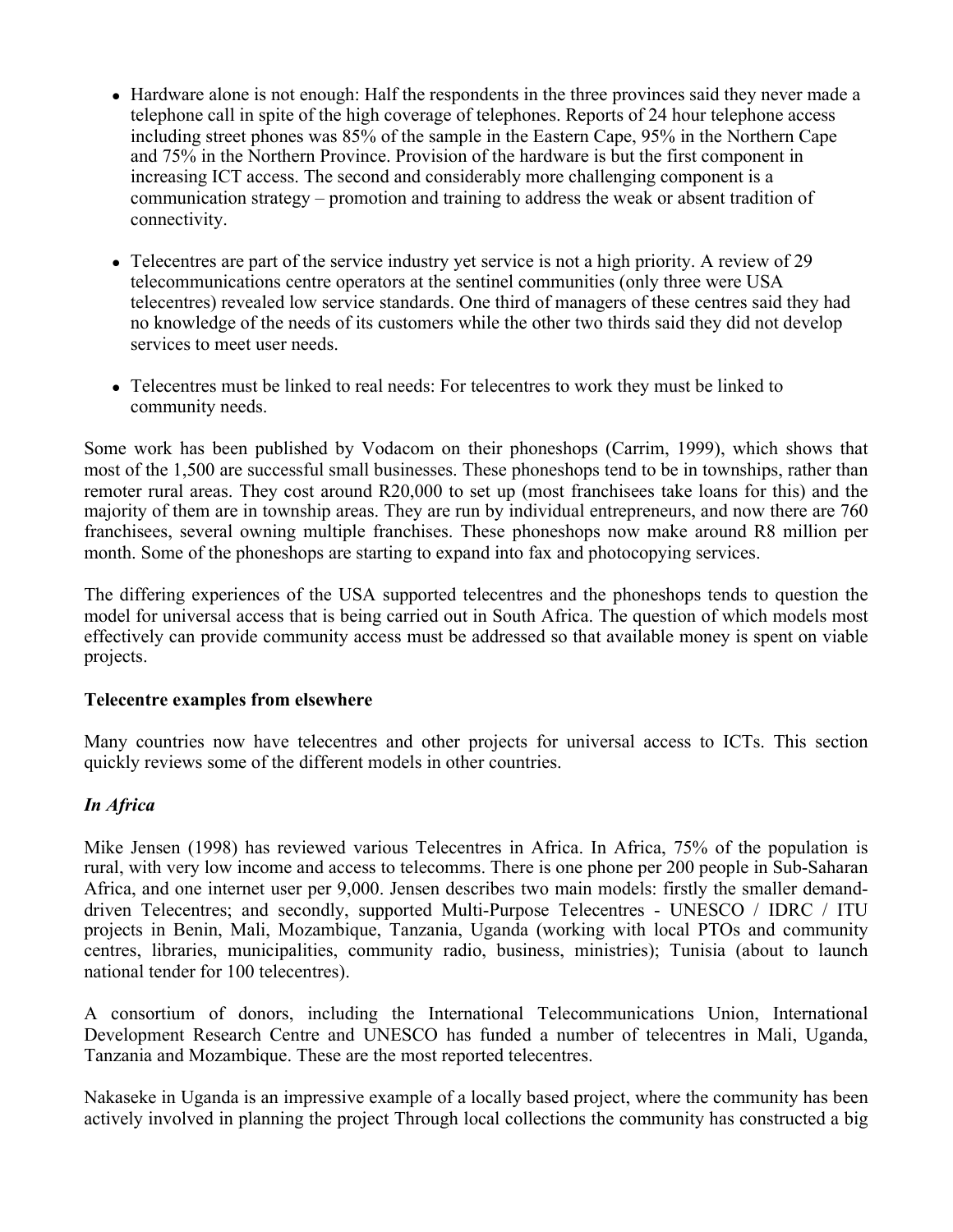- Hardware alone is not enough: Half the respondents in the three provinces said they never made a telephone call in spite of the high coverage of telephones. Reports of 24 hour telephone access including street phones was 85% of the sample in the Eastern Cape, 95% in the Northern Cape and 75% in the Northern Province. Provision of the hardware is but the first component in increasing ICT access. The second and considerably more challenging component is a communication strategy – promotion and training to address the weak or absent tradition of connectivity.

- Telecentres are part of the service industry yet service is not a high priority. A review of 29 telecommunications centre operators at the sentinel communities (only three were USA telecentres) revealed low service standards. One third of managers of these centres said they had no knowledge of the needs of its customers while the other two thirds said they did not develop services to meet user needs.

- Telecentres must be linked to real needs: For telecentres to work they must be linked to community needs.

Some work has been published by Vodacom on their phoneshops (Carrim, 1999), which shows that most of the 1,500 are successful small businesses. These phoneshops tend to be in townships, rather than remoter rural areas. They cost around R20,000 to set up (most franchisees take loans for this) and the majority of them are in township areas. They are run by individual entrepreneurs, and now there are 760 franchisees, several owning multiple franchises. These phoneshops now make around R8 million per month. Some of the phoneshops are starting to expand into fax and photocopying services.

The differing experiences of the USA supported telecentres and the phoneshops tends to question the model for universal access that is being carried out in South Africa. The question of which models most effectively can provide community access must be addressed so that available money is spent on viable projects.

**Telecentre examples from elsewhere**

Many countries now have telecentres and other projects for universal access to ICTs. This section quickly reviews some of the different models in other countries.

***In Africa***

Mike Jensen (1998) has reviewed various Telecentres in Africa. In Africa, 75% of the population is rural, with very low income and access to telecomms. There is one phone per 200 people in Sub-Saharan Africa, and one internet user per 9,000. Jensen describes two main models: firstly the smaller demand-driven Telecentres; and secondly, supported Multi-Purpose Telecentres - UNESCO / IDRC / ITU projects in Benin, Mali, Mozambique, Tanzania, Uganda (working with local PTOs and community centres, libraries, municipalities, community radio, business, ministries); Tunisia (about to launch national tender for 100 telecentres).

A consortium of donors, including the International Telecommunications Union, International Development Research Centre and UNESCO has funded a number of telecentres in Mali, Uganda, Tanzania and Mozambique. These are the most reported telecentres.

Nakaseke in Uganda is an impressive example of a locally based project, where the community has been actively involved in planning the project Through local collections the community has constructed a big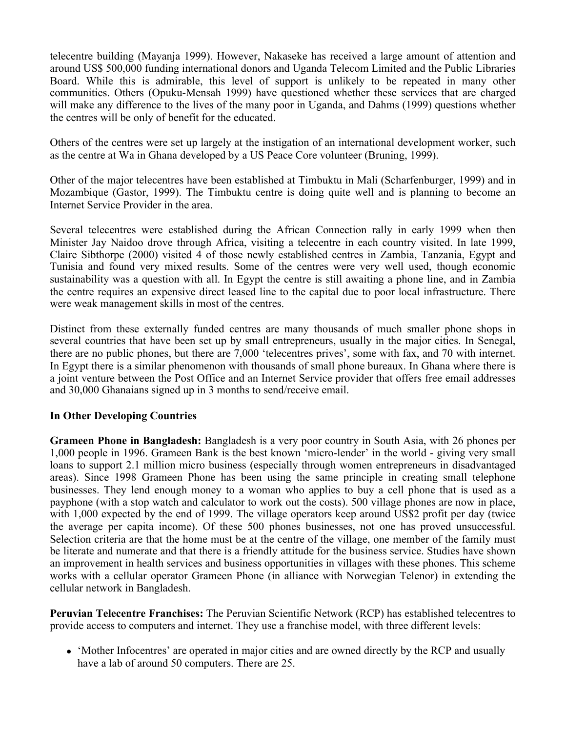telecentre building (Mayanja 1999). However, Nakaseke has received a large amount of attention and around US$ 500,000 funding international donors and Uganda Telecom Limited and the Public Libraries Board. While this is admirable, this level of support is unlikely to be repeated in many other communities. Others (Opuku-Mensah 1999) have questioned whether these services that are charged will make any difference to the lives of the many poor in Uganda, and Dahms (1999) questions whether the centres will be only of benefit for the educated.

Others of the centres were set up largely at the instigation of an international development worker, such as the centre at Wa in Ghana developed by a US Peace Core volunteer (Bruning, 1999).

Other of the major telecentres have been established at Timbuktu in Mali (Scharfenburger, 1999) and in Mozambique (Gastor, 1999). The Timbuktu centre is doing quite well and is planning to become an Internet Service Provider in the area.

Several telecentres were established during the African Connection rally in early 1999 when then Minister Jay Naidoo drove through Africa, visiting a telecentre in each country visited. In late 1999, Claire Sibthorpe (2000) visited 4 of those newly established centres in Zambia, Tanzania, Egypt and Tunisia and found very mixed results. Some of the centres were very well used, though economic sustainability was a question with all. In Egypt the centre is still awaiting a phone line, and in Zambia the centre requires an expensive direct leased line to the capital due to poor local infrastructure. There were weak management skills in most of the centres.

Distinct from these externally funded centres are many thousands of much smaller phone shops in several countries that have been set up by small entrepreneurs, usually in the major cities. In Senegal, there are no public phones, but there are 7,000 'telecentres prives', some with fax, and 70 with internet. In Egypt there is a similar phenomenon with thousands of small phone bureaux. In Ghana where there is a joint venture between the Post Office and an Internet Service provider that offers free email addresses and 30,000 Ghanaians signed up in 3 months to send/receive email.

### In Other Developing Countries

**Grameen Phone in Bangladesh:** Bangladesh is a very poor country in South Asia, with 26 phones per 1,000 people in 1996. Grameen Bank is the best known 'micro-lender' in the world - giving very small loans to support 2.1 million micro business (especially through women entrepreneurs in disadvantaged areas). Since 1998 Grameen Phone has been using the same principle in creating small telephone businesses. They lend enough money to a woman who applies to buy a cell phone that is used as a payphone (with a stop watch and calculator to work out the costs). 500 village phones are now in place, with 1,000 expected by the end of 1999. The village operators keep around US$2 profit per day (twice the average per capita income). Of these 500 phones businesses, not one has proved unsuccessful. Selection criteria are that the home must be at the centre of the village, one member of the family must be literate and numerate and that there is a friendly attitude for the business service. Studies have shown an improvement in health services and business opportunities in villages with these phones. This scheme works with a cellular operator Grameen Phone (in alliance with Norwegian Telenor) in extending the cellular network in Bangladesh.

**Peruvian Telecentre Franchises:** The Peruvian Scientific Network (RCP) has established telecentres to provide access to computers and internet. They use a franchise model, with three different levels:

- 'Mother Infocentres' are operated in major cities and are owned directly by the RCP and usually have a lab of around 50 computers. There are 25.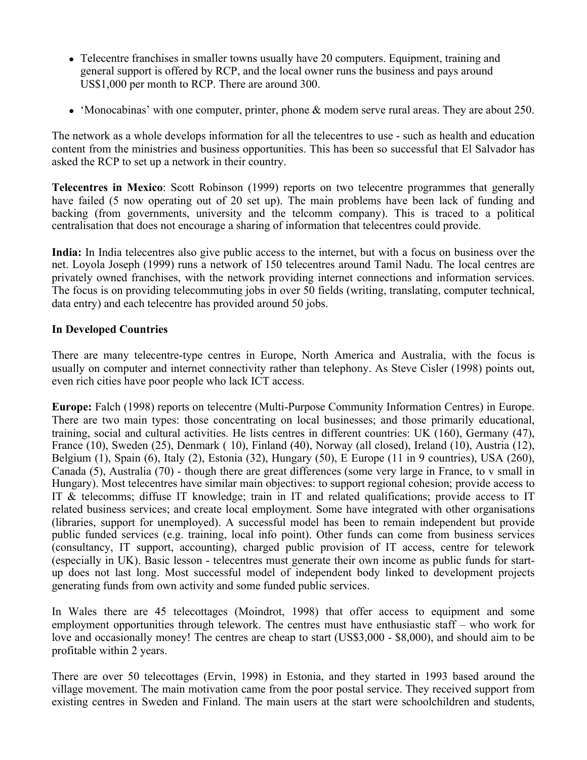- Telecentre franchises in smaller towns usually have 20 computers. Equipment, training and general support is offered by RCP, and the local owner runs the business and pays around US$1,000 per month to RCP. There are around 300.
- 'Monocabinas' with one computer, printer, phone & modem serve rural areas. They are about 250.

The network as a whole develops information for all the telecentres to use - such as health and education content from the ministries and business opportunities. This has been so successful that El Salvador has asked the RCP to set up a network in their country.

**Telecentres in Mexico**: Scott Robinson (1999) reports on two telecentre programmes that generally have failed (5 now operating out of 20 set up). The main problems have been lack of funding and backing (from governments, university and the telcomm company). This is traced to a political centralisation that does not encourage a sharing of information that telecentres could provide.

**India:** In India telecentres also give public access to the internet, but with a focus on business over the net. Loyola Joseph (1999) runs a network of 150 telecentres around Tamil Nadu. The local centres are privately owned franchises, with the network providing internet connections and information services. The focus is on providing telecommuting jobs in over 50 fields (writing, translating, computer technical, data entry) and each telecentre has provided around 50 jobs.

**In Developed Countries**

There are many telecentre-type centres in Europe, North America and Australia, with the focus is usually on computer and internet connectivity rather than telephony. As Steve Cisler (1998) points out, even rich cities have poor people who lack ICT access.

**Europe:** Falch (1998) reports on telecentre (Multi-Purpose Community Information Centres) in Europe. There are two main types: those concentrating on local businesses; and those primarily educational, training, social and cultural activities. He lists centres in different countries: UK (160), Germany (47), France (10), Sweden (25), Denmark ( 10), Finland (40), Norway (all closed), Ireland (10), Austria (12), Belgium (1), Spain (6), Italy (2), Estonia (32), Hungary (50), E Europe (11 in 9 countries), USA (260), Canada (5), Australia (70) - though there are great differences (some very large in France, to v small in Hungary). Most telecentres have similar main objectives: to support regional cohesion; provide access to IT & telecomms; diffuse IT knowledge; train in IT and related qualifications; provide access to IT related business services; and create local employment. Some have integrated with other organisations (libraries, support for unemployed). A successful model has been to remain independent but provide public funded services (e.g. training, local info point). Other funds can come from business services (consultancy, IT support, accounting), charged public provision of IT access, centre for telework (especially in UK). Basic lesson - telecentres must generate their own income as public funds for start-up does not last long. Most successful model of independent body linked to development projects generating funds from own activity and some funded public services.

In Wales there are 45 telecottages (Moindrot, 1998) that offer access to equipment and some employment opportunities through telework. The centres must have enthusiastic staff – who work for love and occasionally money! The centres are cheap to start (US$3,000 - $8,000), and should aim to be profitable within 2 years.

There are over 50 telecottages (Ervin, 1998) in Estonia, and they started in 1993 based around the village movement. The main motivation came from the poor postal service. They received support from existing centres in Sweden and Finland. The main users at the start were schoolchildren and students,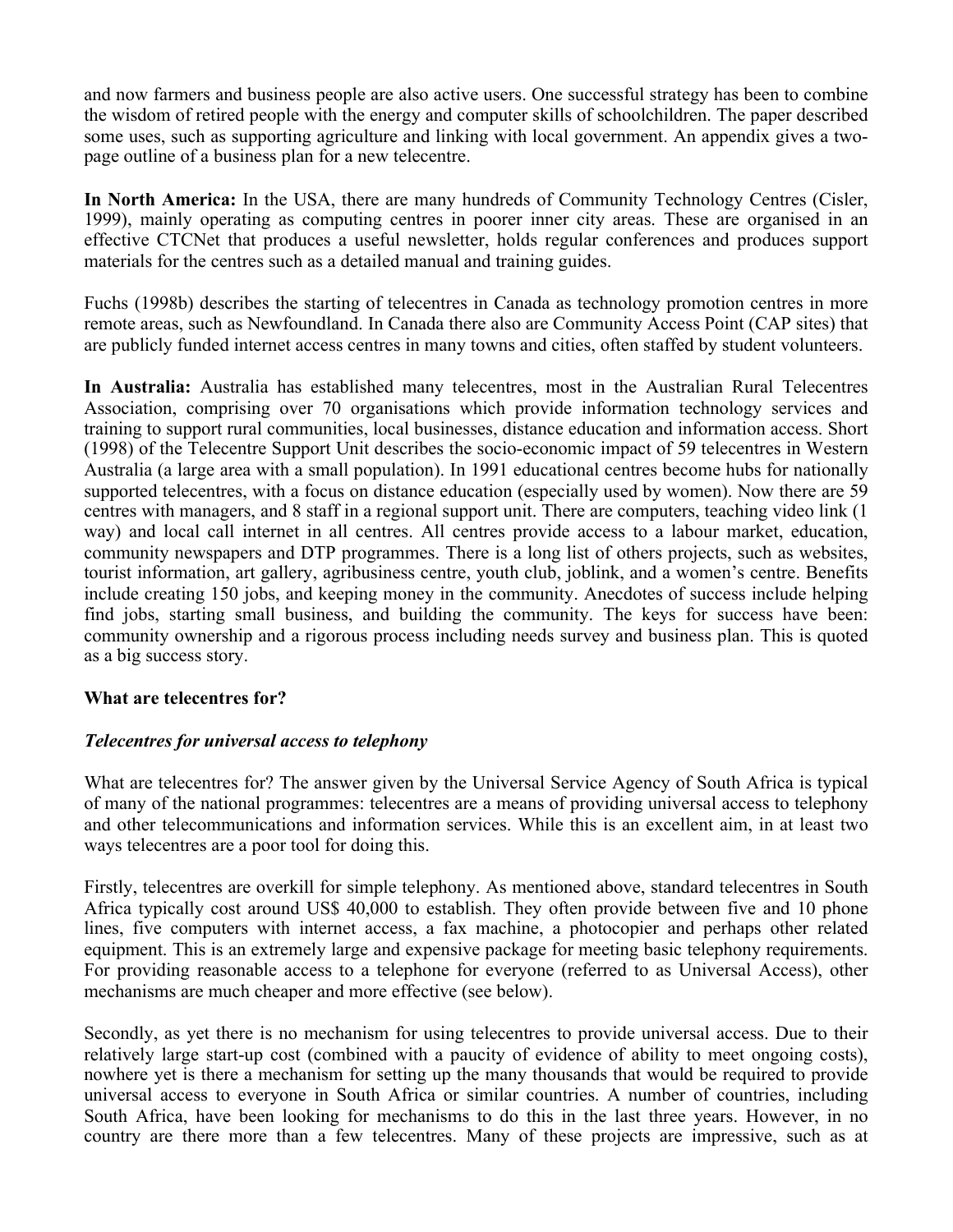and now farmers and business people are also active users. One successful strategy has been to combine the wisdom of retired people with the energy and computer skills of schoolchildren. The paper described some uses, such as supporting agriculture and linking with local government. An appendix gives a two-page outline of a business plan for a new telecentre.

**In North America:** In the USA, there are many hundreds of Community Technology Centres (Cisler, 1999), mainly operating as computing centres in poorer inner city areas. These are organised in an effective CTCNet that produces a useful newsletter, holds regular conferences and produces support materials for the centres such as a detailed manual and training guides.

Fuchs (1998b) describes the starting of telecentres in Canada as technology promotion centres in more remote areas, such as Newfoundland. In Canada there also are Community Access Point (CAP sites) that are publicly funded internet access centres in many towns and cities, often staffed by student volunteers.

**In Australia:** Australia has established many telecentres, most in the Australian Rural Telecentres Association, comprising over 70 organisations which provide information technology services and training to support rural communities, local businesses, distance education and information access. Short (1998) of the Telecentre Support Unit describes the socio-economic impact of 59 telecentres in Western Australia (a large area with a small population). In 1991 educational centres become hubs for nationally supported telecentres, with a focus on distance education (especially used by women). Now there are 59 centres with managers, and 8 staff in a regional support unit. There are computers, teaching video link (1 way) and local call internet in all centres. All centres provide access to a labour market, education, community newspapers and DTP programmes. There is a long list of others projects, such as websites, tourist information, art gallery, agribusiness centre, youth club, joblink, and a women's centre. Benefits include creating 150 jobs, and keeping money in the community. Anecdotes of success include helping find jobs, starting small business, and building the community. The keys for success have been: community ownership and a rigorous process including needs survey and business plan. This is quoted as a big success story.

## What are telecentres for?

### *Telecentres for universal access to telephony*

What are telecentres for? The answer given by the Universal Service Agency of South Africa is typical of many of the national programmes: telecentres are a means of providing universal access to telephony and other telecommunications and information services. While this is an excellent aim, in at least two ways telecentres are a poor tool for doing this.

Firstly, telecentres are overkill for simple telephony. As mentioned above, standard telecentres in South Africa typically cost around US$ 40,000 to establish. They often provide between five and 10 phone lines, five computers with internet access, a fax machine, a photocopier and perhaps other related equipment. This is an extremely large and expensive package for meeting basic telephony requirements. For providing reasonable access to a telephone for everyone (referred to as Universal Access), other mechanisms are much cheaper and more effective (see below).

Secondly, as yet there is no mechanism for using telecentres to provide universal access. Due to their relatively large start-up cost (combined with a paucity of evidence of ability to meet ongoing costs), nowhere yet is there a mechanism for setting up the many thousands that would be required to provide universal access to everyone in South Africa or similar countries. A number of countries, including South Africa, have been looking for mechanisms to do this in the last three years. However, in no country are there more than a few telecentres. Many of these projects are impressive, such as at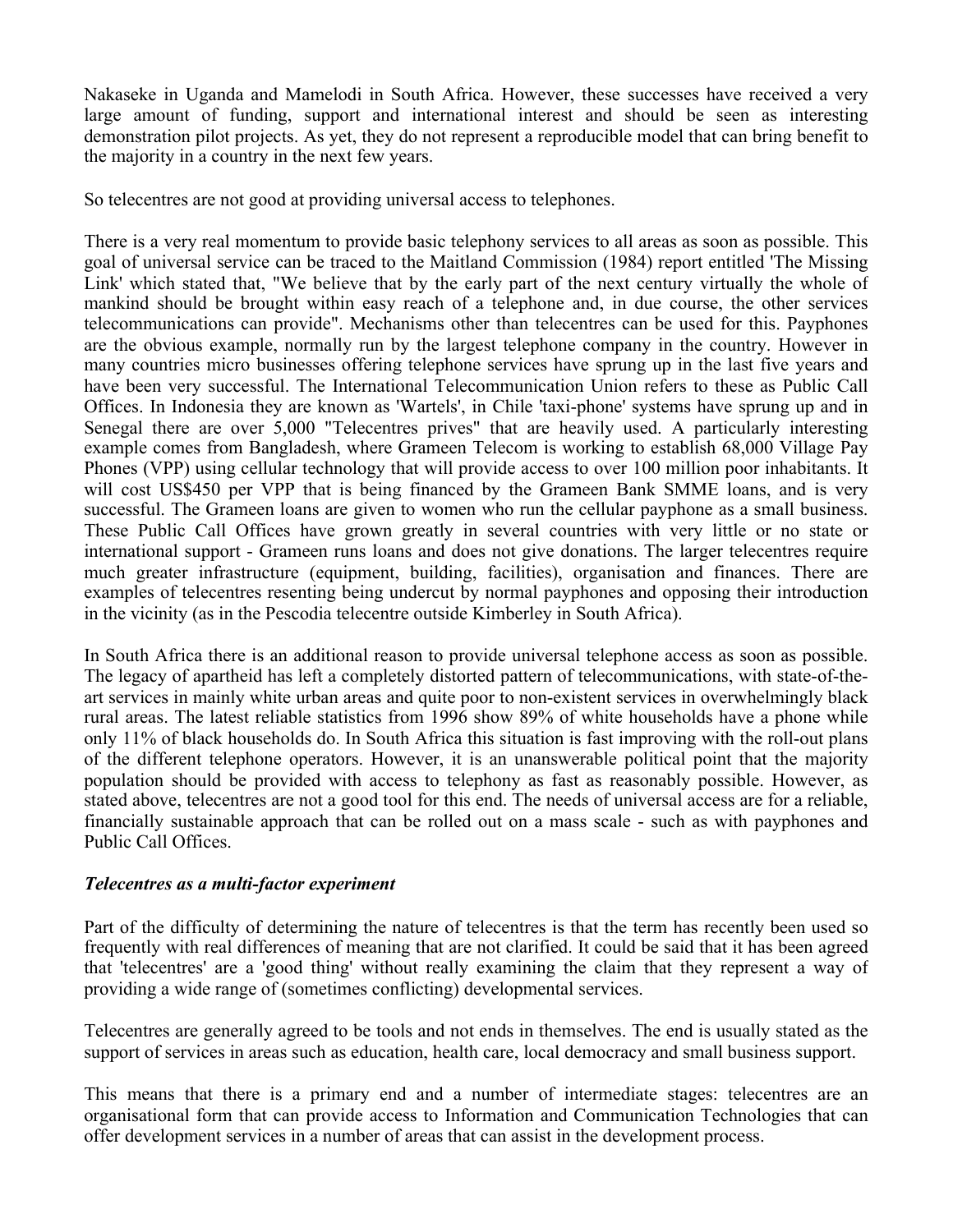Nakaseke in Uganda and Mamelodi in South Africa. However, these successes have received a very large amount of funding, support and international interest and should be seen as interesting demonstration pilot projects. As yet, they do not represent a reproducible model that can bring benefit to the majority in a country in the next few years.

So telecentres are not good at providing universal access to telephones.

There is a very real momentum to provide basic telephony services to all areas as soon as possible. This goal of universal service can be traced to the Maitland Commission (1984) report entitled 'The Missing Link' which stated that, "We believe that by the early part of the next century virtually the whole of mankind should be brought within easy reach of a telephone and, in due course, the other services telecommunications can provide". Mechanisms other than telecentres can be used for this. Payphones are the obvious example, normally run by the largest telephone company in the country. However in many countries micro businesses offering telephone services have sprung up in the last five years and have been very successful. The International Telecommunication Union refers to these as Public Call Offices. In Indonesia they are known as 'Wartels', in Chile 'taxi-phone' systems have sprung up and in Senegal there are over 5,000 "Telecentres prives" that are heavily used. A particularly interesting example comes from Bangladesh, where Grameen Telecom is working to establish 68,000 Village Pay Phones (VPP) using cellular technology that will provide access to over 100 million poor inhabitants. It will cost US$450 per VPP that is being financed by the Grameen Bank SMME loans, and is very successful. The Grameen loans are given to women who run the cellular payphone as a small business. These Public Call Offices have grown greatly in several countries with very little or no state or international support - Grameen runs loans and does not give donations. The larger telecentres require much greater infrastructure (equipment, building, facilities), organisation and finances. There are examples of telecentres resenting being undercut by normal payphones and opposing their introduction in the vicinity (as in the Pescodia telecentre outside Kimberley in South Africa).

In South Africa there is an additional reason to provide universal telephone access as soon as possible. The legacy of apartheid has left a completely distorted pattern of telecommunications, with state-of-the-art services in mainly white urban areas and quite poor to non-existent services in overwhelmingly black rural areas. The latest reliable statistics from 1996 show 89% of white households have a phone while only 11% of black households do. In South Africa this situation is fast improving with the roll-out plans of the different telephone operators. However, it is an unanswerable political point that the majority population should be provided with access to telephony as fast as reasonably possible. However, as stated above, telecentres are not a good tool for this end. The needs of universal access are for a reliable, financially sustainable approach that can be rolled out on a mass scale - such as with payphones and Public Call Offices.

### *Telecentres as a multi-factor experiment*

Part of the difficulty of determining the nature of telecentres is that the term has recently been used so frequently with real differences of meaning that are not clarified. It could be said that it has been agreed that 'telecentres' are a 'good thing' without really examining the claim that they represent a way of providing a wide range of (sometimes conflicting) developmental services.

Telecentres are generally agreed to be tools and not ends in themselves. The end is usually stated as the support of services in areas such as education, health care, local democracy and small business support.

This means that there is a primary end and a number of intermediate stages: telecentres are an organisational form that can provide access to Information and Communication Technologies that can offer development services in a number of areas that can assist in the development process.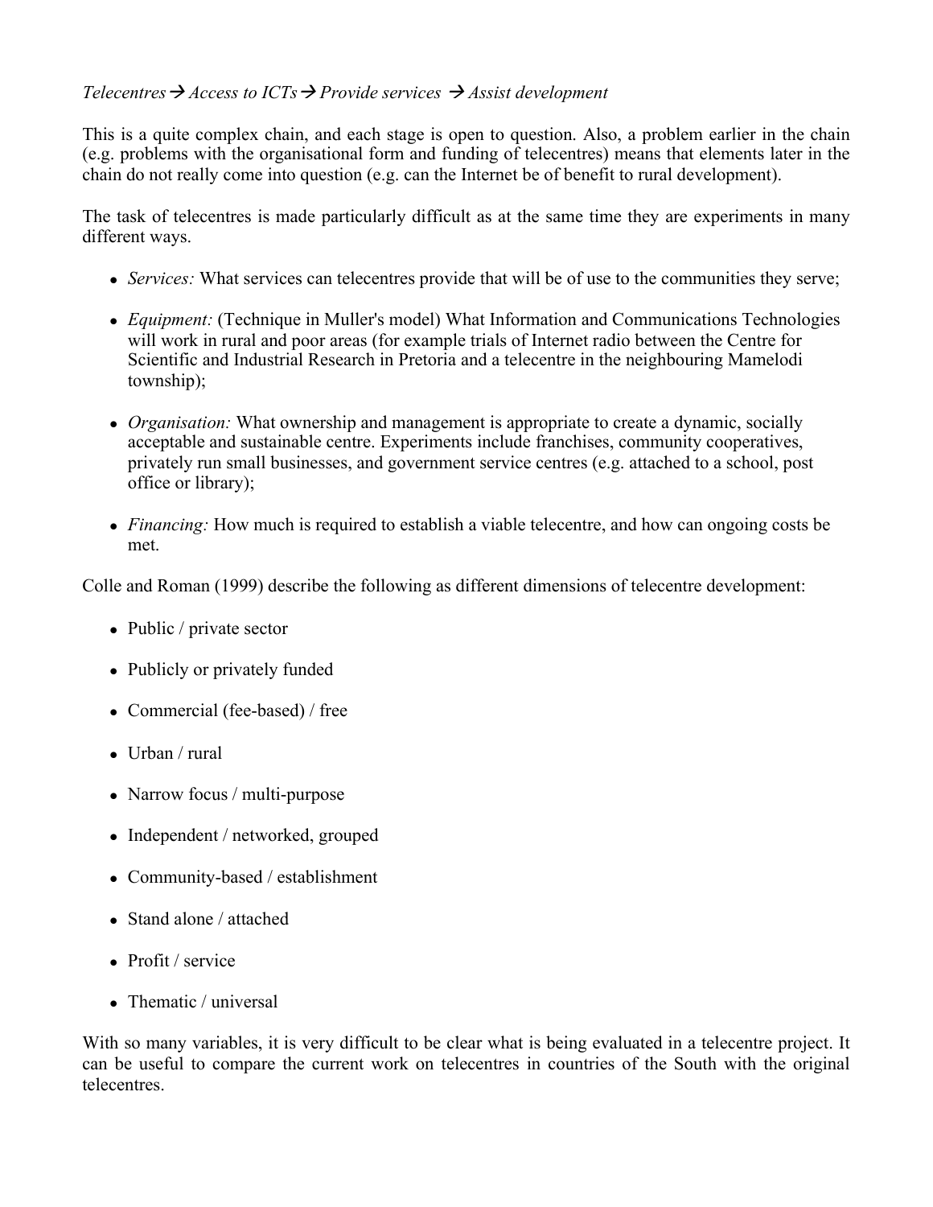*Telecentres → Access to ICTs → Provide services → Assist development*

This is a quite complex chain, and each stage is open to question. Also, a problem earlier in the chain (e.g. problems with the organisational form and funding of telecentres) means that elements later in the chain do not really come into question (e.g. can the Internet be of benefit to rural development).

The task of telecentres is made particularly difficult as at the same time they are experiments in many different ways.

- *Services:* What services can telecentres provide that will be of use to the communities they serve;
- *Equipment:* (Technique in Muller's model) What Information and Communications Technologies will work in rural and poor areas (for example trials of Internet radio between the Centre for Scientific and Industrial Research in Pretoria and a telecentre in the neighbouring Mamelodi township);
- *Organisation:* What ownership and management is appropriate to create a dynamic, socially acceptable and sustainable centre. Experiments include franchises, community cooperatives, privately run small businesses, and government service centres (e.g. attached to a school, post office or library);
- *Financing:* How much is required to establish a viable telecentre, and how can ongoing costs be met.

Colle and Roman (1999) describe the following as different dimensions of telecentre development:

- Public / private sector
- Publicly or privately funded
- Commercial (fee-based) / free
- Urban / rural
- Narrow focus / multi-purpose
- Independent / networked, grouped
- Community-based / establishment
- Stand alone / attached
- Profit / service
- Thematic / universal

With so many variables, it is very difficult to be clear what is being evaluated in a telecentre project. It can be useful to compare the current work on telecentres in countries of the South with the original telecentres.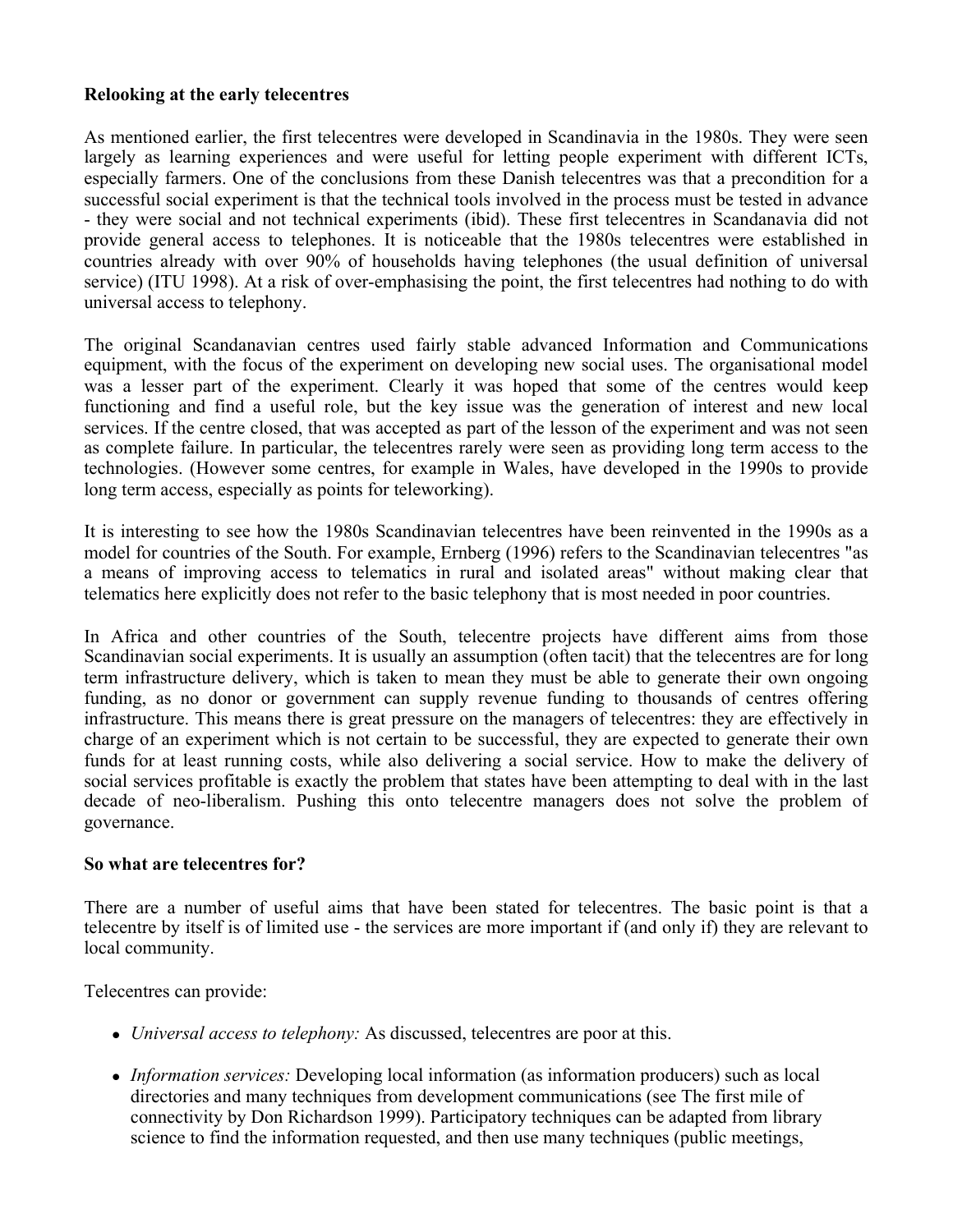**Relooking at the early telecentres**

As mentioned earlier, the first telecentres were developed in Scandinavia in the 1980s. They were seen largely as learning experiences and were useful for letting people experiment with different ICTs, especially farmers. One of the conclusions from these Danish telecentres was that a precondition for a successful social experiment is that the technical tools involved in the process must be tested in advance - they were social and not technical experiments (ibid). These first telecentres in Scandanavia did not provide general access to telephones. It is noticeable that the 1980s telecentres were established in countries already with over 90% of households having telephones (the usual definition of universal service) (ITU 1998). At a risk of over-emphasising the point, the first telecentres had nothing to do with universal access to telephony.

The original Scandanavian centres used fairly stable advanced Information and Communications equipment, with the focus of the experiment on developing new social uses. The organisational model was a lesser part of the experiment. Clearly it was hoped that some of the centres would keep functioning and find a useful role, but the key issue was the generation of interest and new local services. If the centre closed, that was accepted as part of the lesson of the experiment and was not seen as complete failure. In particular, the telecentres rarely were seen as providing long term access to the technologies. (However some centres, for example in Wales, have developed in the 1990s to provide long term access, especially as points for teleworking).

It is interesting to see how the 1980s Scandinavian telecentres have been reinvented in the 1990s as a model for countries of the South. For example, Ernberg (1996) refers to the Scandinavian telecentres "as a means of improving access to telematics in rural and isolated areas" without making clear that telematics here explicitly does not refer to the basic telephony that is most needed in poor countries.

In Africa and other countries of the South, telecentre projects have different aims from those Scandinavian social experiments. It is usually an assumption (often tacit) that the telecentres are for long term infrastructure delivery, which is taken to mean they must be able to generate their own ongoing funding, as no donor or government can supply revenue funding to thousands of centres offering infrastructure. This means there is great pressure on the managers of telecentres: they are effectively in charge of an experiment which is not certain to be successful, they are expected to generate their own funds for at least running costs, while also delivering a social service. How to make the delivery of social services profitable is exactly the problem that states have been attempting to deal with in the last decade of neo-liberalism. Pushing this onto telecentre managers does not solve the problem of governance.

**So what are telecentres for?**

There are a number of useful aims that have been stated for telecentres. The basic point is that a telecentre by itself is of limited use - the services are more important if (and only if) they are relevant to local community.

Telecentres can provide:

- *Universal access to telephony:* As discussed, telecentres are poor at this.
- *Information services:* Developing local information (as information producers) such as local directories and many techniques from development communications (see The first mile of connectivity by Don Richardson 1999). Participatory techniques can be adapted from library science to find the information requested, and then use many techniques (public meetings,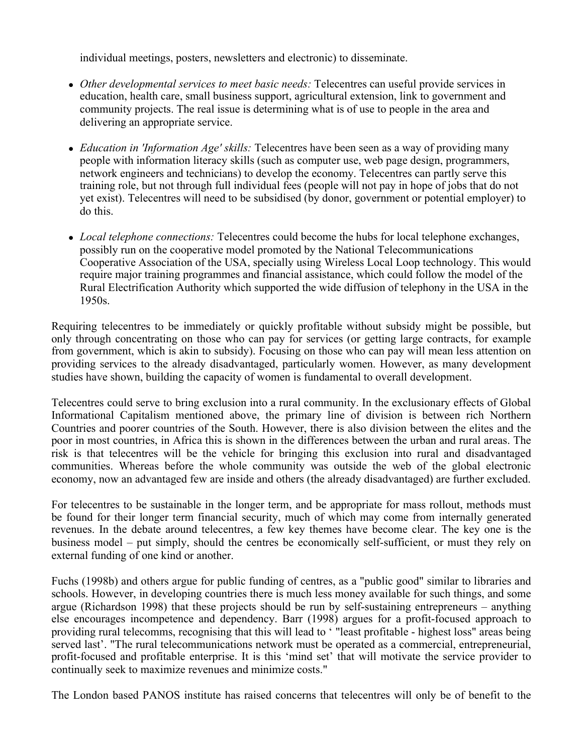individual meetings, posters, newsletters and electronic) to disseminate.

- *Other developmental services to meet basic needs:* Telecentres can useful provide services in education, health care, small business support, agricultural extension, link to government and community projects. The real issue is determining what is of use to people in the area and delivering an appropriate service.
- *Education in 'Information Age' skills:* Telecentres have been seen as a way of providing many people with information literacy skills (such as computer use, web page design, programmers, network engineers and technicians) to develop the economy. Telecentres can partly serve this training role, but not through full individual fees (people will not pay in hope of jobs that do not yet exist). Telecentres will need to be subsidised (by donor, government or potential employer) to do this.
- *Local telephone connections:* Telecentres could become the hubs for local telephone exchanges, possibly run on the cooperative model promoted by the National Telecommunications Cooperative Association of the USA, specially using Wireless Local Loop technology. This would require major training programmes and financial assistance, which could follow the model of the Rural Electrification Authority which supported the wide diffusion of telephony in the USA in the 1950s.

Requiring telecentres to be immediately or quickly profitable without subsidy might be possible, but only through concentrating on those who can pay for services (or getting large contracts, for example from government, which is akin to subsidy). Focusing on those who can pay will mean less attention on providing services to the already disadvantaged, particularly women. However, as many development studies have shown, building the capacity of women is fundamental to overall development.

Telecentres could serve to bring exclusion into a rural community. In the exclusionary effects of Global Informational Capitalism mentioned above, the primary line of division is between rich Northern Countries and poorer countries of the South. However, there is also division between the elites and the poor in most countries, in Africa this is shown in the differences between the urban and rural areas. The risk is that telecentres will be the vehicle for bringing this exclusion into rural and disadvantaged communities. Whereas before the whole community was outside the web of the global electronic economy, now an advantaged few are inside and others (the already disadvantaged) are further excluded.

For telecentres to be sustainable in the longer term, and be appropriate for mass rollout, methods must be found for their longer term financial security, much of which may come from internally generated revenues. In the debate around telecentres, a few key themes have become clear. The key one is the business model – put simply, should the centres be economically self-sufficient, or must they rely on external funding of one kind or another.

Fuchs (1998b) and others argue for public funding of centres, as a "public good" similar to libraries and schools. However, in developing countries there is much less money available for such things, and some argue (Richardson 1998) that these projects should be run by self-sustaining entrepreneurs – anything else encourages incompetence and dependency. Barr (1998) argues for a profit-focused approach to providing rural telecomms, recognising that this will lead to ' "least profitable - highest loss" areas being served last'. "The rural telecommunications network must be operated as a commercial, entrepreneurial, profit-focused and profitable enterprise. It is this 'mind set' that will motivate the service provider to continually seek to maximize revenues and minimize costs."

The London based PANOS institute has raised concerns that telecentres will only be of benefit to the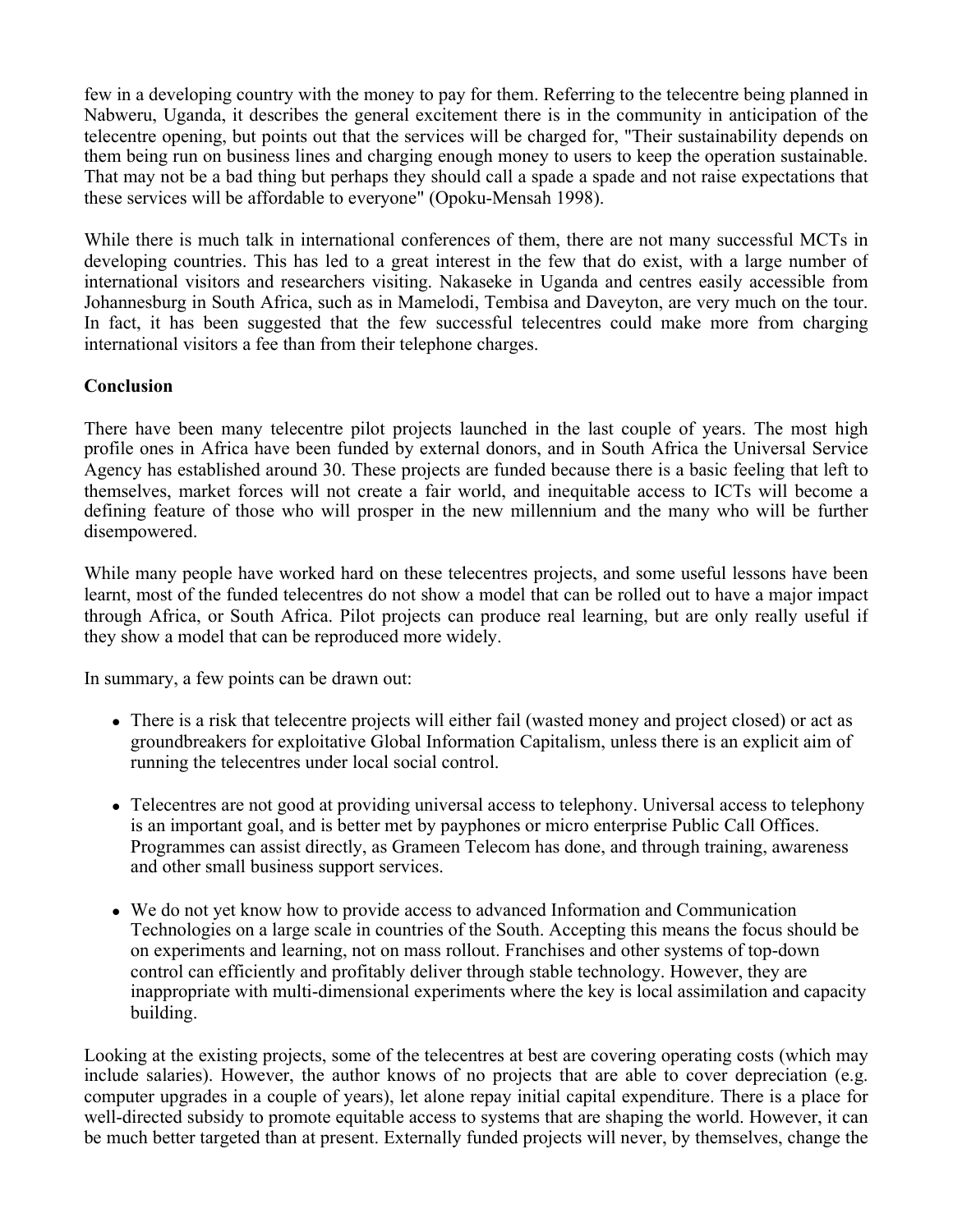few in a developing country with the money to pay for them. Referring to the telecentre being planned in Nabweru, Uganda, it describes the general excitement there is in the community in anticipation of the telecentre opening, but points out that the services will be charged for, "Their sustainability depends on them being run on business lines and charging enough money to users to keep the operation sustainable. That may not be a bad thing but perhaps they should call a spade a spade and not raise expectations that these services will be affordable to everyone" (Opoku-Mensah 1998).

While there is much talk in international conferences of them, there are not many successful MCTs in developing countries. This has led to a great interest in the few that do exist, with a large number of international visitors and researchers visiting. Nakaseke in Uganda and centres easily accessible from Johannesburg in South Africa, such as in Mamelodi, Tembisa and Daveyton, are very much on the tour. In fact, it has been suggested that the few successful telecentres could make more from charging international visitors a fee than from their telephone charges.

**Conclusion**

There have been many telecentre pilot projects launched in the last couple of years. The most high profile ones in Africa have been funded by external donors, and in South Africa the Universal Service Agency has established around 30. These projects are funded because there is a basic feeling that left to themselves, market forces will not create a fair world, and inequitable access to ICTs will become a defining feature of those who will prosper in the new millennium and the many who will be further disempowered.

While many people have worked hard on these telecentres projects, and some useful lessons have been learnt, most of the funded telecentres do not show a model that can be rolled out to have a major impact through Africa, or South Africa. Pilot projects can produce real learning, but are only really useful if they show a model that can be reproduced more widely.

In summary, a few points can be drawn out:

- There is a risk that telecentre projects will either fail (wasted money and project closed) or act as groundbreakers for exploitative Global Information Capitalism, unless there is an explicit aim of running the telecentres under local social control.

- Telecentres are not good at providing universal access to telephony. Universal access to telephony is an important goal, and is better met by payphones or micro enterprise Public Call Offices. Programmes can assist directly, as Grameen Telecom has done, and through training, awareness and other small business support services.

- We do not yet know how to provide access to advanced Information and Communication Technologies on a large scale in countries of the South. Accepting this means the focus should be on experiments and learning, not on mass rollout. Franchises and other systems of top-down control can efficiently and profitably deliver through stable technology. However, they are inappropriate with multi-dimensional experiments where the key is local assimilation and capacity building.

Looking at the existing projects, some of the telecentres at best are covering operating costs (which may include salaries). However, the author knows of no projects that are able to cover depreciation (e.g. computer upgrades in a couple of years), let alone repay initial capital expenditure. There is a place for well-directed subsidy to promote equitable access to systems that are shaping the world. However, it can be much better targeted than at present. Externally funded projects will never, by themselves, change the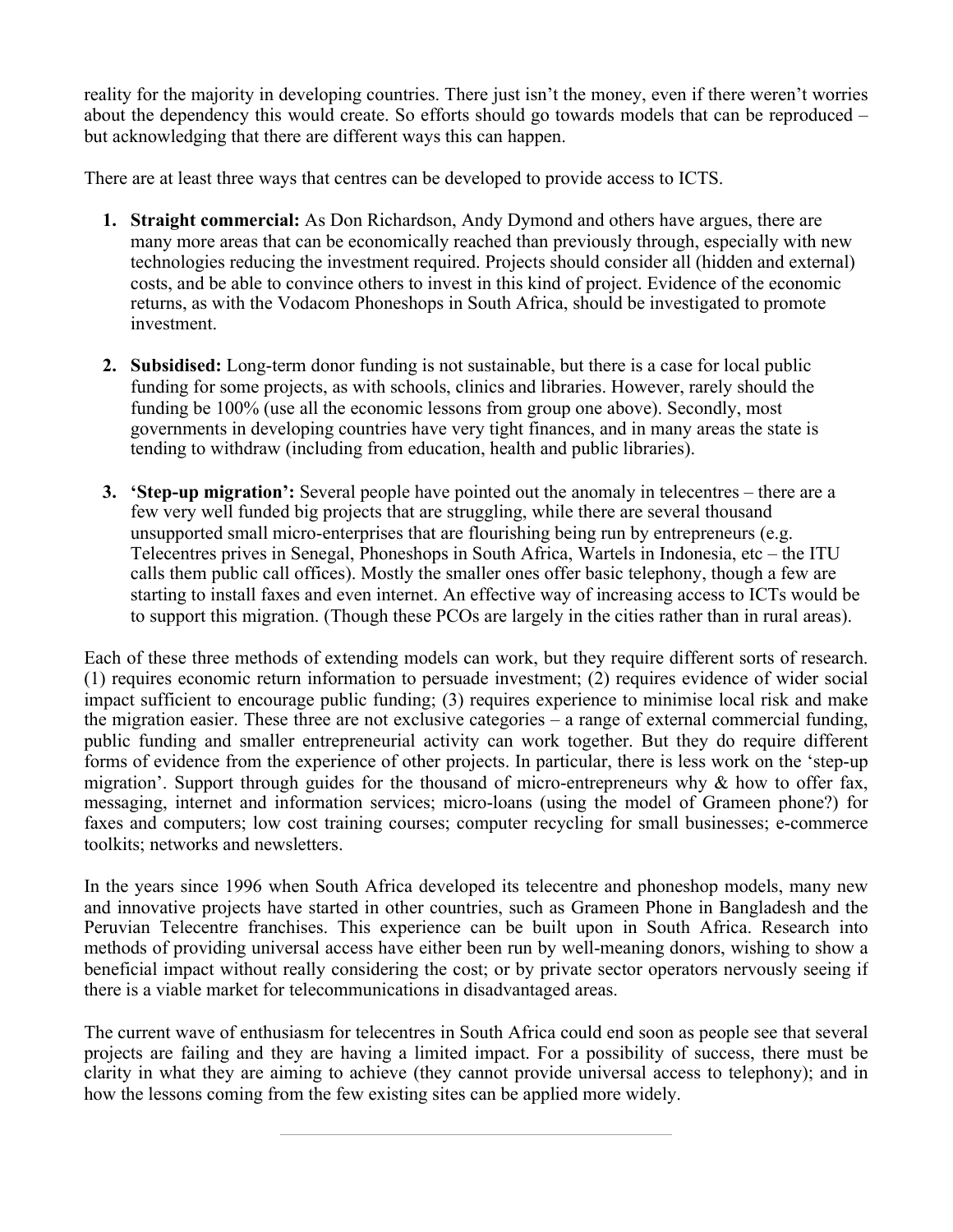reality for the majority in developing countries. There just isn't the money, even if there weren't worries about the dependency this would create. So efforts should go towards models that can be reproduced – but acknowledging that there are different ways this can happen.

There are at least three ways that centres can be developed to provide access to ICTS.

1. **Straight commercial:** As Don Richardson, Andy Dymond and others have argues, there are many more areas that can be economically reached than previously through, especially with new technologies reducing the investment required. Projects should consider all (hidden and external) costs, and be able to convince others to invest in this kind of project. Evidence of the economic returns, as with the Vodacom Phoneshops in South Africa, should be investigated to promote investment.

2. **Subsidised:** Long-term donor funding is not sustainable, but there is a case for local public funding for some projects, as with schools, clinics and libraries. However, rarely should the funding be 100% (use all the economic lessons from group one above). Secondly, most governments in developing countries have very tight finances, and in many areas the state is tending to withdraw (including from education, health and public libraries).

3. **'Step-up migration':** Several people have pointed out the anomaly in telecentres – there are a few very well funded big projects that are struggling, while there are several thousand unsupported small micro-enterprises that are flourishing being run by entrepreneurs (e.g. Telecentres prives in Senegal, Phoneshops in South Africa, Wartels in Indonesia, etc – the ITU calls them public call offices). Mostly the smaller ones offer basic telephony, though a few are starting to install faxes and even internet. An effective way of increasing access to ICTs would be to support this migration. (Though these PCOs are largely in the cities rather than in rural areas).

Each of these three methods of extending models can work, but they require different sorts of research. (1) requires economic return information to persuade investment; (2) requires evidence of wider social impact sufficient to encourage public funding; (3) requires experience to minimise local risk and make the migration easier. These three are not exclusive categories – a range of external commercial funding, public funding and smaller entrepreneurial activity can work together. But they do require different forms of evidence from the experience of other projects. In particular, there is less work on the 'step-up migration'. Support through guides for the thousand of micro-entrepreneurs why & how to offer fax, messaging, internet and information services; micro-loans (using the model of Grameen phone?) for faxes and computers; low cost training courses; computer recycling for small businesses; e-commerce toolkits; networks and newsletters.

In the years since 1996 when South Africa developed its telecentre and phoneshop models, many new and innovative projects have started in other countries, such as Grameen Phone in Bangladesh and the Peruvian Telecentre franchises. This experience can be built upon in South Africa. Research into methods of providing universal access have either been run by well-meaning donors, wishing to show a beneficial impact without really considering the cost; or by private sector operators nervously seeing if there is a viable market for telecommunications in disadvantaged areas.

The current wave of enthusiasm for telecentres in South Africa could end soon as people see that several projects are failing and they are having a limited impact. For a possibility of success, there must be clarity in what they are aiming to achieve (they cannot provide universal access to telephony); and in how the lessons coming from the few existing sites can be applied more widely.

---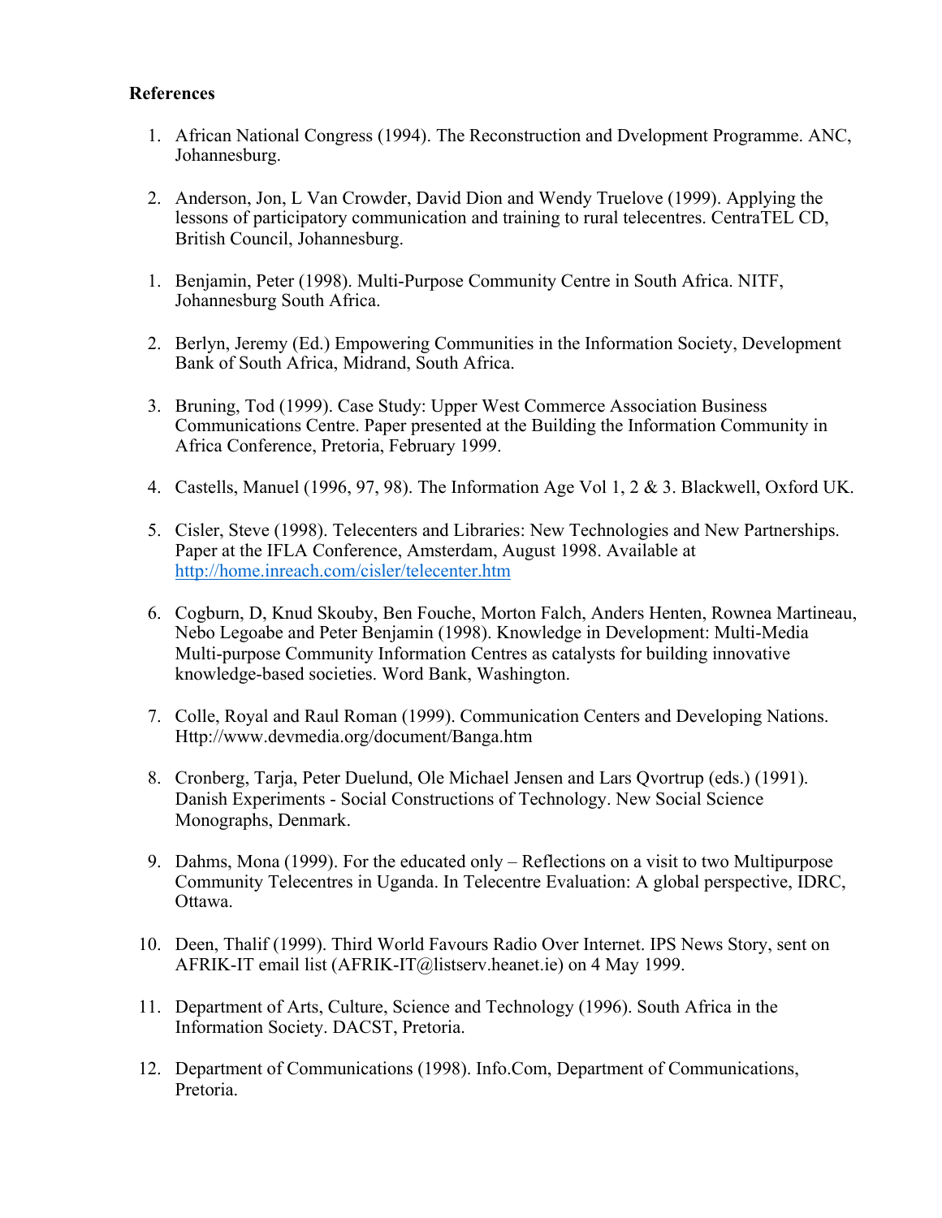**References**

1. African National Congress (1994). The Reconstruction and Dvelopment Programme. ANC, Johannesburg.

2. Anderson, Jon, L Van Crowder, David Dion and Wendy Truelove (1999). Applying the lessons of participatory communication and training to rural telecentres. CentraTEL CD, British Council, Johannesburg.

1. Benjamin, Peter (1998). Multi-Purpose Community Centre in South Africa. NITF, Johannesburg South Africa.

2. Berlyn, Jeremy (Ed.) Empowering Communities in the Information Society, Development Bank of South Africa, Midrand, South Africa.

3. Bruning, Tod (1999). Case Study: Upper West Commerce Association Business Communications Centre. Paper presented at the Building the Information Community in Africa Conference, Pretoria, February 1999.

4. Castells, Manuel (1996, 97, 98). The Information Age Vol 1, 2 & 3. Blackwell, Oxford UK.

5. Cisler, Steve (1998). Telecenters and Libraries: New Technologies and New Partnerships. Paper at the IFLA Conference, Amsterdam, August 1998. Available at http://home.inreach.com/cisler/telecenter.htm

6. Cogburn, D, Knud Skouby, Ben Fouche, Morton Falch, Anders Henten, Rownea Martineau, Nebo Legoabe and Peter Benjamin (1998). Knowledge in Development: Multi-Media Multi-purpose Community Information Centres as catalysts for building innovative knowledge-based societies. Word Bank, Washington.

7. Colle, Royal and Raul Roman (1999). Communication Centers and Developing Nations. Http://www.devmedia.org/document/Banga.htm

8. Cronberg, Tarja, Peter Duelund, Ole Michael Jensen and Lars Qvortrup (eds.) (1991). Danish Experiments - Social Constructions of Technology. New Social Science Monographs, Denmark.

9. Dahms, Mona (1999). For the educated only – Reflections on a visit to two Multipurpose Community Telecentres in Uganda. In Telecentre Evaluation: A global perspective, IDRC, Ottawa.

10. Deen, Thalif (1999). Third World Favours Radio Over Internet. IPS News Story, sent on AFRIK-IT email list (AFRIK-IT@listserv.heanet.ie) on 4 May 1999.

11. Department of Arts, Culture, Science and Technology (1996). South Africa in the Information Society. DACST, Pretoria.

12. Department of Communications (1998). Info.Com, Department of Communications, Pretoria.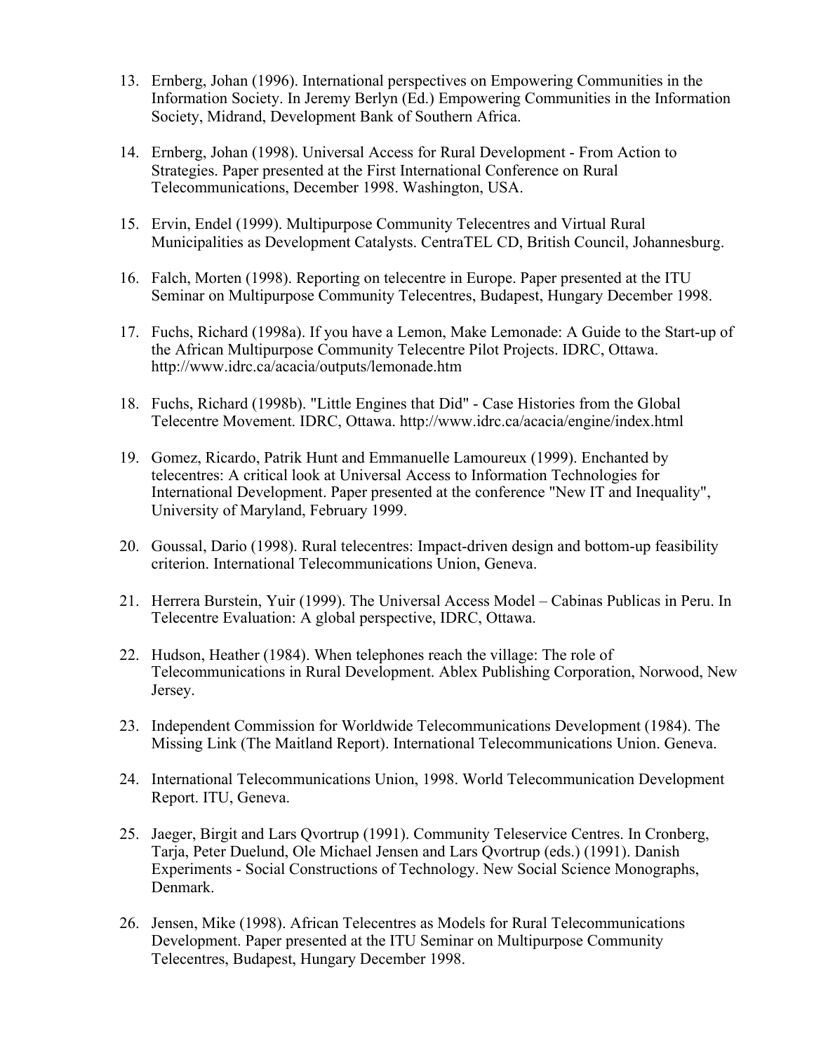13. Ernberg, Johan (1996). International perspectives on Empowering Communities in the Information Society. In Jeremy Berlyn (Ed.) Empowering Communities in the Information Society, Midrand, Development Bank of Southern Africa.

14. Ernberg, Johan (1998). Universal Access for Rural Development - From Action to Strategies. Paper presented at the First International Conference on Rural Telecommunications, December 1998. Washington, USA.

15. Ervin, Endel (1999). Multipurpose Community Telecentres and Virtual Rural Municipalities as Development Catalysts. CentraTEL CD, British Council, Johannesburg.

16. Falch, Morten (1998). Reporting on telecentre in Europe. Paper presented at the ITU Seminar on Multipurpose Community Telecentres, Budapest, Hungary December 1998.

17. Fuchs, Richard (1998a). If you have a Lemon, Make Lemonade: A Guide to the Start-up of the African Multipurpose Community Telecentre Pilot Projects. IDRC, Ottawa. http://www.idrc.ca/acacia/outputs/lemonade.htm

18. Fuchs, Richard (1998b). "Little Engines that Did" - Case Histories from the Global Telecentre Movement. IDRC, Ottawa. http://www.idrc.ca/acacia/engine/index.html

19. Gomez, Ricardo, Patrik Hunt and Emmanuelle Lamoureux (1999). Enchanted by telecentres: A critical look at Universal Access to Information Technologies for International Development. Paper presented at the conference "New IT and Inequality", University of Maryland, February 1999.

20. Goussal, Dario (1998). Rural telecentres: Impact-driven design and bottom-up feasibility criterion. International Telecommunications Union, Geneva.

21. Herrera Burstein, Yuir (1999). The Universal Access Model – Cabinas Publicas in Peru. In Telecentre Evaluation: A global perspective, IDRC, Ottawa.

22. Hudson, Heather (1984). When telephones reach the village: The role of Telecommunications in Rural Development. Ablex Publishing Corporation, Norwood, New Jersey.

23. Independent Commission for Worldwide Telecommunications Development (1984). The Missing Link (The Maitland Report). International Telecommunications Union. Geneva.

24. International Telecommunications Union, 1998. World Telecommunication Development Report. ITU, Geneva.

25. Jaeger, Birgit and Lars Qvortrup (1991). Community Teleservice Centres. In Cronberg, Tarja, Peter Duelund, Ole Michael Jensen and Lars Qvortrup (eds.) (1991). Danish Experiments - Social Constructions of Technology. New Social Science Monographs, Denmark.

26. Jensen, Mike (1998). African Telecentres as Models for Rural Telecommunications Development. Paper presented at the ITU Seminar on Multipurpose Community Telecentres, Budapest, Hungary December 1998.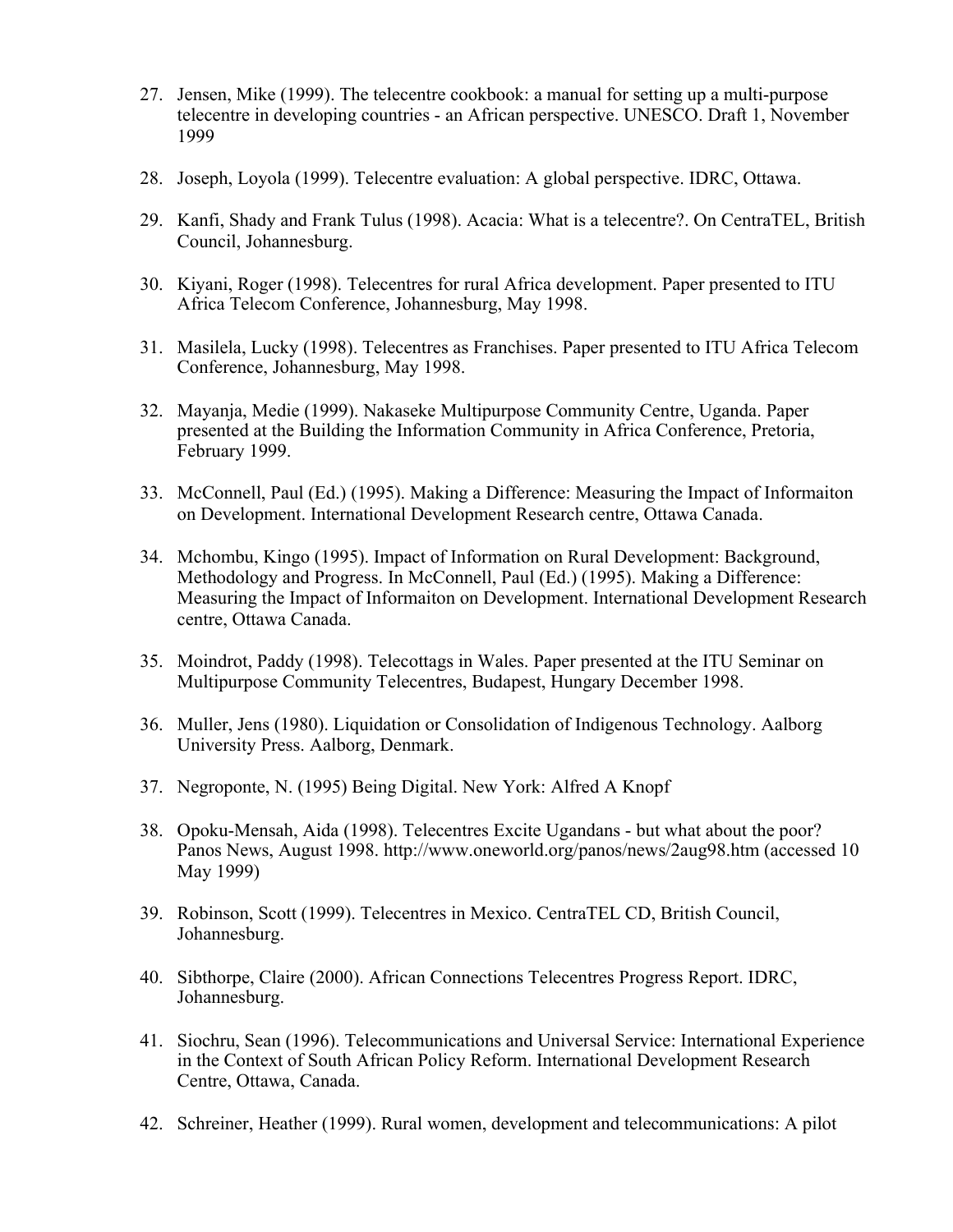27. Jensen, Mike (1999). The telecentre cookbook: a manual for setting up a multi-purpose telecentre in developing countries - an African perspective. UNESCO. Draft 1, November 1999

28. Joseph, Loyola (1999). Telecentre evaluation: A global perspective. IDRC, Ottawa.

29. Kanfi, Shady and Frank Tulus (1998). Acacia: What is a telecentre?. On CentraTEL, British Council, Johannesburg.

30. Kiyani, Roger (1998). Telecentres for rural Africa development. Paper presented to ITU Africa Telecom Conference, Johannesburg, May 1998.

31. Masilela, Lucky (1998). Telecentres as Franchises. Paper presented to ITU Africa Telecom Conference, Johannesburg, May 1998.

32. Mayanja, Medie (1999). Nakaseke Multipurpose Community Centre, Uganda. Paper presented at the Building the Information Community in Africa Conference, Pretoria, February 1999.

33. McConnell, Paul (Ed.) (1995). Making a Difference: Measuring the Impact of Informaiton on Development. International Development Research centre, Ottawa Canada.

34. Mchombu, Kingo (1995). Impact of Information on Rural Development: Background, Methodology and Progress. In McConnell, Paul (Ed.) (1995). Making a Difference: Measuring the Impact of Informaiton on Development. International Development Research centre, Ottawa Canada.

35. Moindrot, Paddy (1998). Telecottags in Wales. Paper presented at the ITU Seminar on Multipurpose Community Telecentres, Budapest, Hungary December 1998.

36. Muller, Jens (1980). Liquidation or Consolidation of Indigenous Technology. Aalborg University Press. Aalborg, Denmark.

37. Negroponte, N. (1995) Being Digital. New York: Alfred A Knopf

38. Opoku-Mensah, Aida (1998). Telecentres Excite Ugandans - but what about the poor? Panos News, August 1998. http://www.oneworld.org/panos/news/2aug98.htm (accessed 10 May 1999)

39. Robinson, Scott (1999). Telecentres in Mexico. CentraTEL CD, British Council, Johannesburg.

40. Sibthorpe, Claire (2000). African Connections Telecentres Progress Report. IDRC, Johannesburg.

41. Siochru, Sean (1996). Telecommunications and Universal Service: International Experience in the Context of South African Policy Reform. International Development Research Centre, Ottawa, Canada.

42. Schreiner, Heather (1999). Rural women, development and telecommunications: A pilot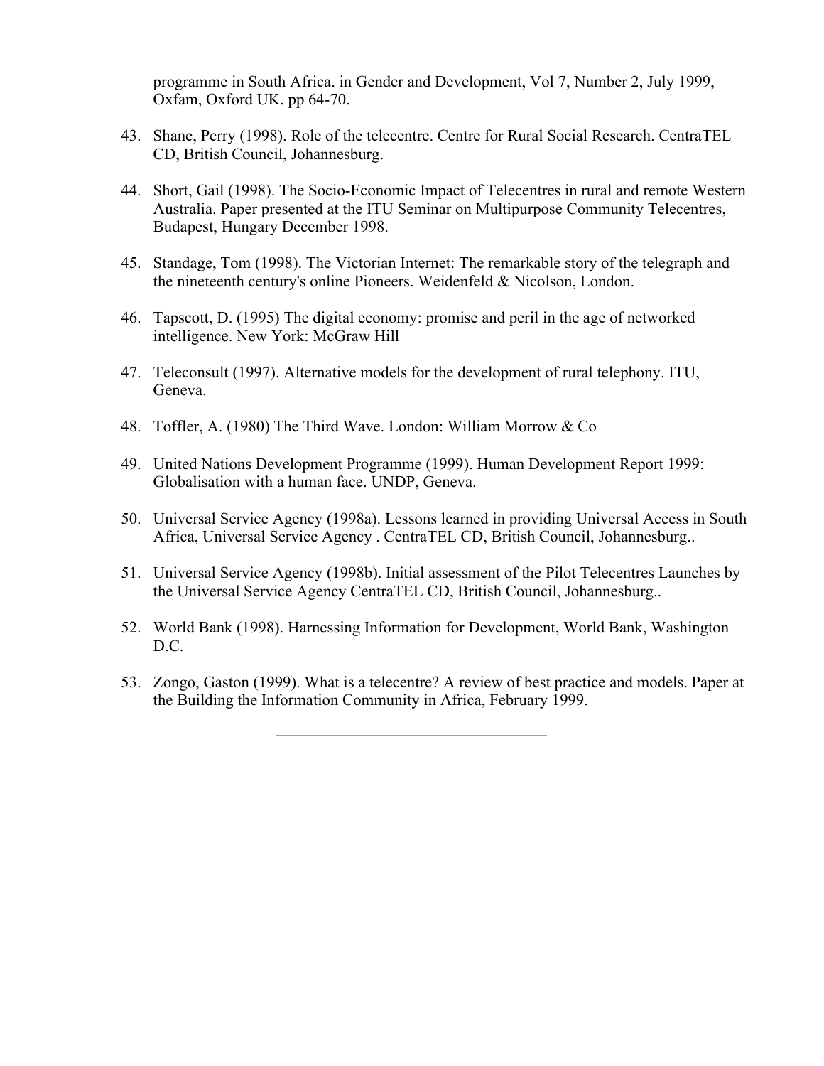programme in South Africa. in Gender and Development, Vol 7, Number 2, July 1999, Oxfam, Oxford UK. pp 64-70.

43. Shane, Perry (1998). Role of the telecentre. Centre for Rural Social Research. CentraTEL CD, British Council, Johannesburg.

44. Short, Gail (1998). The Socio-Economic Impact of Telecentres in rural and remote Western Australia. Paper presented at the ITU Seminar on Multipurpose Community Telecentres, Budapest, Hungary December 1998.

45. Standage, Tom (1998). The Victorian Internet: The remarkable story of the telegraph and the nineteenth century's online Pioneers. Weidenfeld & Nicolson, London.

46. Tapscott, D. (1995) The digital economy: promise and peril in the age of networked intelligence. New York: McGraw Hill

47. Teleconsult (1997). Alternative models for the development of rural telephony. ITU, Geneva.

48. Toffler, A. (1980) The Third Wave. London: William Morrow & Co

49. United Nations Development Programme (1999). Human Development Report 1999: Globalisation with a human face. UNDP, Geneva.

50. Universal Service Agency (1998a). Lessons learned in providing Universal Access in South Africa, Universal Service Agency . CentraTEL CD, British Council, Johannesburg..

51. Universal Service Agency (1998b). Initial assessment of the Pilot Telecentres Launches by the Universal Service Agency CentraTEL CD, British Council, Johannesburg..

52. World Bank (1998). Harnessing Information for Development, World Bank, Washington D.C.

53. Zongo, Gaston (1999). What is a telecentre? A review of best practice and models. Paper at the Building the Information Community in Africa, February 1999.

---